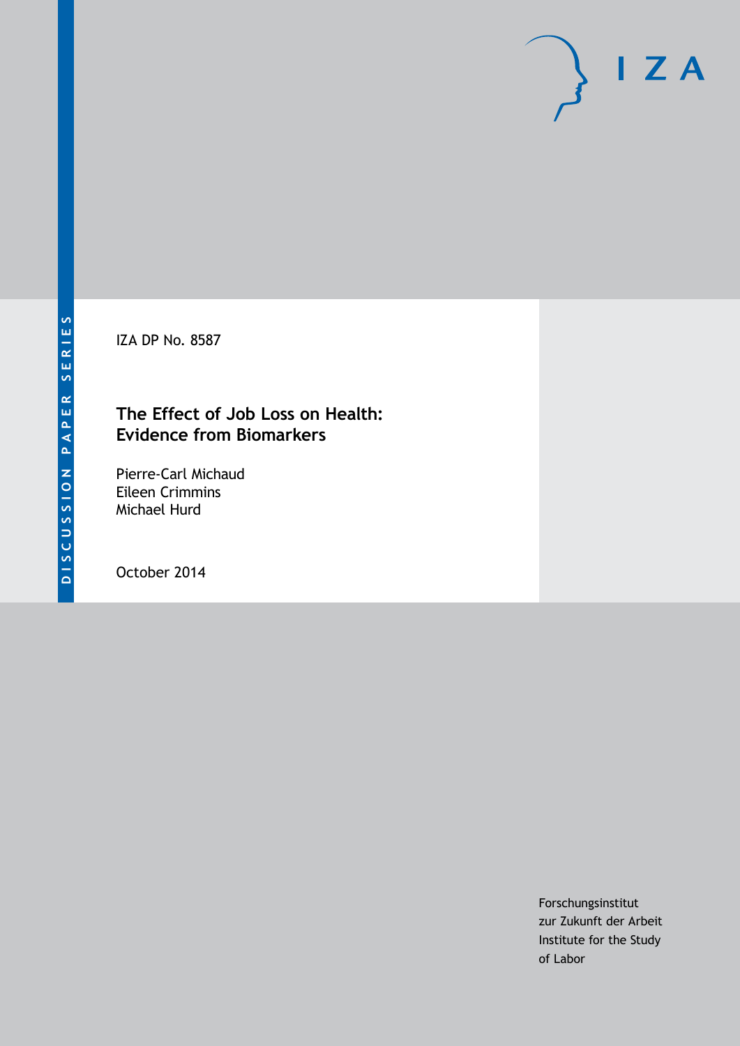DISCUSSION PAPER SERIES

IZA

IZA DP No. 8587

# The Effect of Job Loss on Health: Evidence from Biomarkers

Pierre-Carl Michaud
Eileen Crimmins
Michael Hurd

October 2014

Forschungsinstitut
zur Zukunft der Arbeit
Institute for the Study
of Labor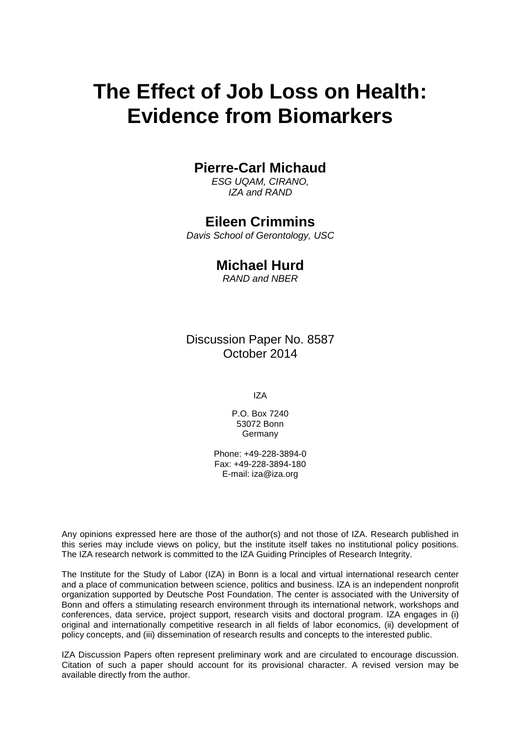# The Effect of Job Loss on Health: Evidence from Biomarkers

**Pierre-Carl Michaud**

*ESG UQAM, CIRANO, IZA and RAND*

**Eileen Crimmins**

*Davis School of Gerontology, USC*

**Michael Hurd**

*RAND and NBER*

Discussion Paper No. 8587
October 2014

IZA

P.O. Box 7240
53072 Bonn
Germany

Phone: +49-228-3894-0
Fax: +49-228-3894-180
E-mail: iza@iza.org

Any opinions expressed here are those of the author(s) and not those of IZA. Research published in this series may include views on policy, but the institute itself takes no institutional policy positions. The IZA research network is committed to the IZA Guiding Principles of Research Integrity.

The Institute for the Study of Labor (IZA) in Bonn is a local and virtual international research center and a place of communication between science, politics and business. IZA is an independent nonprofit organization supported by Deutsche Post Foundation. The center is associated with the University of Bonn and offers a stimulating research environment through its international network, workshops and conferences, data service, project support, research visits and doctoral program. IZA engages in (i) original and internationally competitive research in all fields of labor economics, (ii) development of policy concepts, and (iii) dissemination of research results and concepts to the interested public.

IZA Discussion Papers often represent preliminary work and are circulated to encourage discussion. Citation of such a paper should account for its provisional character. A revised version may be available directly from the author.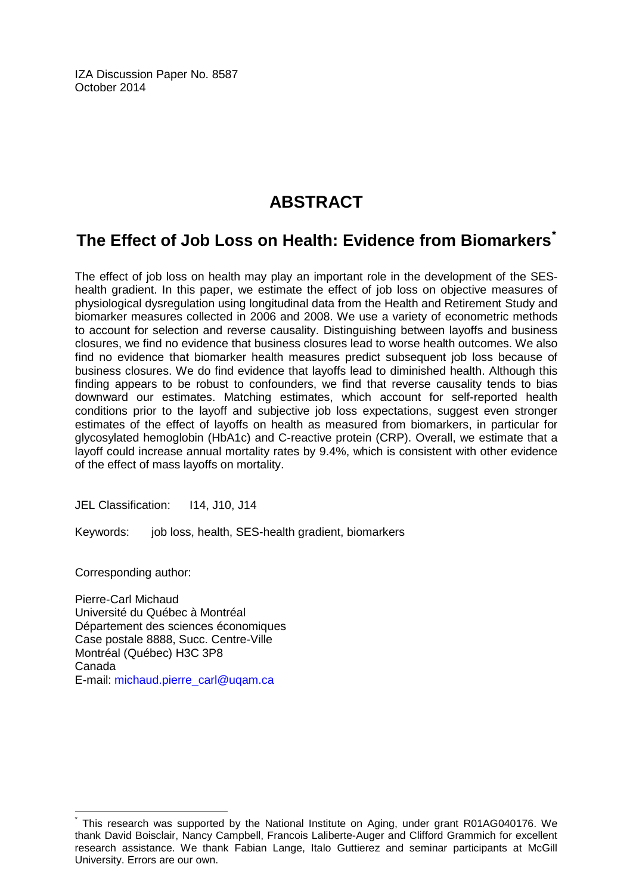IZA Discussion Paper No. 8587
October 2014

# ABSTRACT

## The Effect of Job Loss on Health: Evidence from Biomarkers*

The effect of job loss on health may play an important role in the development of the SES-health gradient. In this paper, we estimate the effect of job loss on objective measures of physiological dysregulation using longitudinal data from the Health and Retirement Study and biomarker measures collected in 2006 and 2008. We use a variety of econometric methods to account for selection and reverse causality. Distinguishing between layoffs and business closures, we find no evidence that business closures lead to worse health outcomes. We also find no evidence that biomarker health measures predict subsequent job loss because of business closures. We do find evidence that layoffs lead to diminished health. Although this finding appears to be robust to confounders, we find that reverse causality tends to bias downward our estimates. Matching estimates, which account for self-reported health conditions prior to the layoff and subjective job loss expectations, suggest even stronger estimates of the effect of layoffs on health as measured from biomarkers, in particular for glycosylated hemoglobin (HbA1c) and C-reactive protein (CRP). Overall, we estimate that a layoff could increase annual mortality rates by 9.4%, which is consistent with other evidence of the effect of mass layoffs on mortality.

JEL Classification: I14, J10, J14

Keywords: job loss, health, SES-health gradient, biomarkers

Corresponding author:

Pierre-Carl Michaud
Université du Québec à Montréal
Département des sciences économiques
Case postale 8888, Succ. Centre-Ville
Montréal (Québec) H3C 3P8
Canada
E-mail: michaud.pierre_carl@uqam.ca

---

* This research was supported by the National Institute on Aging, under grant R01AG040176. We thank David Boisclair, Nancy Campbell, Francois Laliberte-Auger and Clifford Grammich for excellent research assistance. We thank Fabian Lange, Italo Guttierez and seminar participants at McGill University. Errors are our own.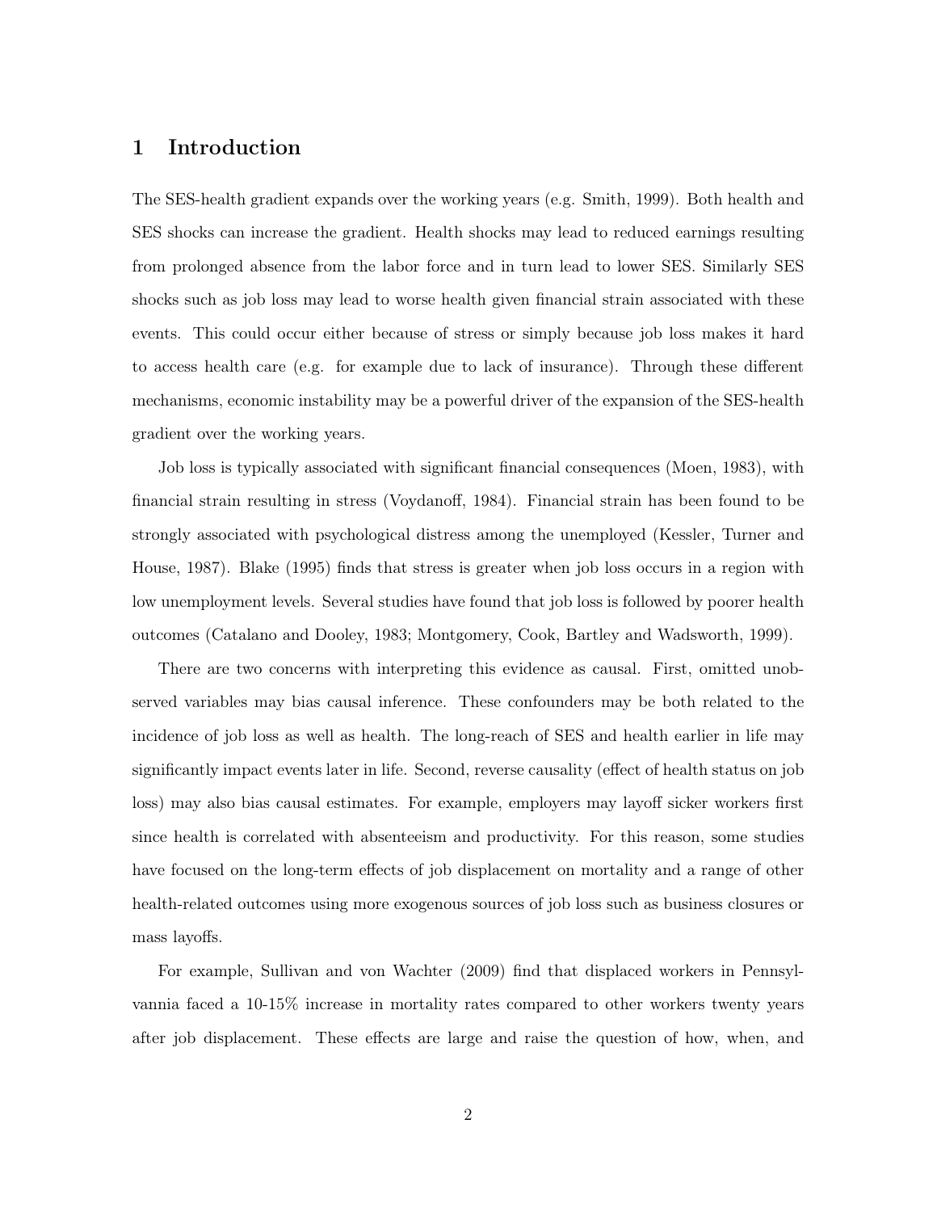# 1 Introduction

The SES-health gradient expands over the working years (e.g. Smith, 1999). Both health and SES shocks can increase the gradient. Health shocks may lead to reduced earnings resulting from prolonged absence from the labor force and in turn lead to lower SES. Similarly SES shocks such as job loss may lead to worse health given financial strain associated with these events. This could occur either because of stress or simply because job loss makes it hard to access health care (e.g. for example due to lack of insurance). Through these different mechanisms, economic instability may be a powerful driver of the expansion of the SES-health gradient over the working years.

Job loss is typically associated with significant financial consequences (Moen, 1983), with financial strain resulting in stress (Voydanoff, 1984). Financial strain has been found to be strongly associated with psychological distress among the unemployed (Kessler, Turner and House, 1987). Blake (1995) finds that stress is greater when job loss occurs in a region with low unemployment levels. Several studies have found that job loss is followed by poorer health outcomes (Catalano and Dooley, 1983; Montgomery, Cook, Bartley and Wadsworth, 1999).

There are two concerns with interpreting this evidence as causal. First, omitted unobserved variables may bias causal inference. These confounders may be both related to the incidence of job loss as well as health. The long-reach of SES and health earlier in life may significantly impact events later in life. Second, reverse causality (effect of health status on job loss) may also bias causal estimates. For example, employers may layoff sicker workers first since health is correlated with absenteeism and productivity. For this reason, some studies have focused on the long-term effects of job displacement on mortality and a range of other health-related outcomes using more exogenous sources of job loss such as business closures or mass layoffs.

For example, Sullivan and von Wachter (2009) find that displaced workers in Pennsylvania faced a 10-15% increase in mortality rates compared to other workers twenty years after job displacement. These effects are large and raise the question of how, when, and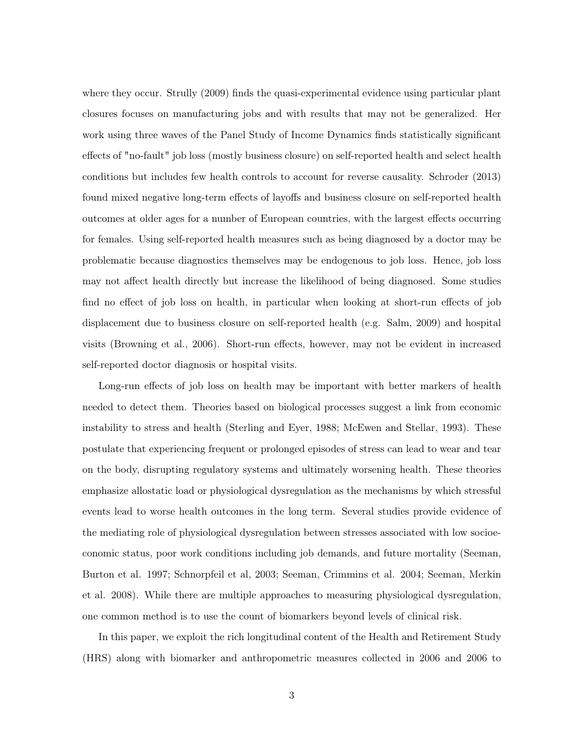where they occur. Strully (2009) finds the quasi-experimental evidence using particular plant closures focuses on manufacturing jobs and with results that may not be generalized. Her work using three waves of the Panel Study of Income Dynamics finds statistically significant effects of "no-fault" job loss (mostly business closure) on self-reported health and select health conditions but includes few health controls to account for reverse causality. Schroder (2013) found mixed negative long-term effects of layoffs and business closure on self-reported health outcomes at older ages for a number of European countries, with the largest effects occurring for females. Using self-reported health measures such as being diagnosed by a doctor may be problematic because diagnostics themselves may be endogenous to job loss. Hence, job loss may not affect health directly but increase the likelihood of being diagnosed. Some studies find no effect of job loss on health, in particular when looking at short-run effects of job displacement due to business closure on self-reported health (e.g. Salm, 2009) and hospital visits (Browning et al., 2006). Short-run effects, however, may not be evident in increased self-reported doctor diagnosis or hospital visits.

Long-run effects of job loss on health may be important with better markers of health needed to detect them. Theories based on biological processes suggest a link from economic instability to stress and health (Sterling and Eyer, 1988; McEwen and Stellar, 1993). These postulate that experiencing frequent or prolonged episodes of stress can lead to wear and tear on the body, disrupting regulatory systems and ultimately worsening health. These theories emphasize allostatic load or physiological dysregulation as the mechanisms by which stressful events lead to worse health outcomes in the long term. Several studies provide evidence of the mediating role of physiological dysregulation between stresses associated with low socioeconomic status, poor work conditions including job demands, and future mortality (Seeman, Burton et al. 1997; Schnorpfeil et al, 2003; Seeman, Crimmins et al. 2004; Seeman, Merkin et al. 2008). While there are multiple approaches to measuring physiological dysregulation, one common method is to use the count of biomarkers beyond levels of clinical risk.

In this paper, we exploit the rich longitudinal content of the Health and Retirement Study (HRS) along with biomarker and anthropometric measures collected in 2006 and 2006 to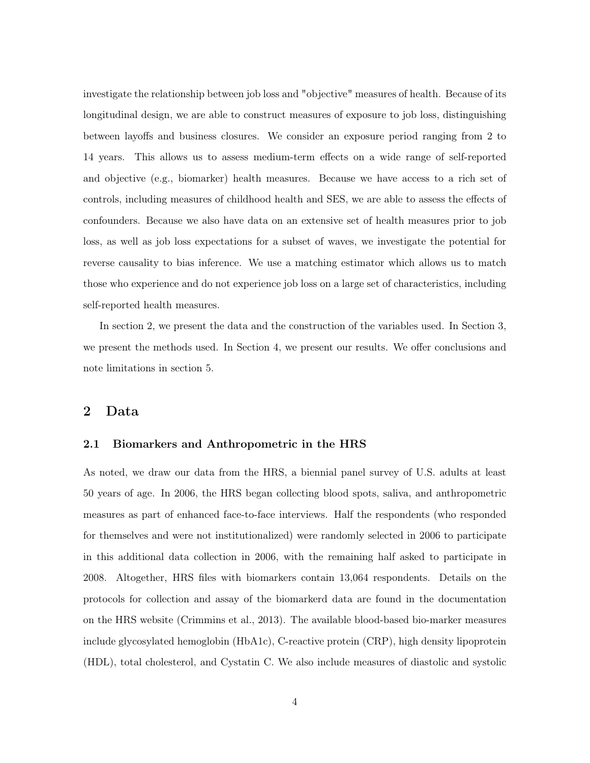investigate the relationship between job loss and "objective" measures of health. Because of its longitudinal design, we are able to construct measures of exposure to job loss, distinguishing between layoffs and business closures. We consider an exposure period ranging from 2 to 14 years. This allows us to assess medium-term effects on a wide range of self-reported and objective (e.g., biomarker) health measures. Because we have access to a rich set of controls, including measures of childhood health and SES, we are able to assess the effects of confounders. Because we also have data on an extensive set of health measures prior to job loss, as well as job loss expectations for a subset of waves, we investigate the potential for reverse causality to bias inference. We use a matching estimator which allows us to match those who experience and do not experience job loss on a large set of characteristics, including self-reported health measures.

In section 2, we present the data and the construction of the variables used. In Section 3, we present the methods used. In Section 4, we present our results. We offer conclusions and note limitations in section 5.

## 2 Data

### 2.1 Biomarkers and Anthropometric in the HRS

As noted, we draw our data from the HRS, a biennial panel survey of U.S. adults at least 50 years of age. In 2006, the HRS began collecting blood spots, saliva, and anthropometric measures as part of enhanced face-to-face interviews. Half the respondents (who responded for themselves and were not institutionalized) were randomly selected in 2006 to participate in this additional data collection in 2006, with the remaining half asked to participate in 2008. Altogether, HRS files with biomarkers contain 13,064 respondents. Details on the protocols for collection and assay of the biomarkerd data are found in the documentation on the HRS website (Crimmins et al., 2013). The available blood-based bio-marker measures include glycosylated hemoglobin (HbA1c), C-reactive protein (CRP), high density lipoprotein (HDL), total cholesterol, and Cystatin C. We also include measures of diastolic and systolic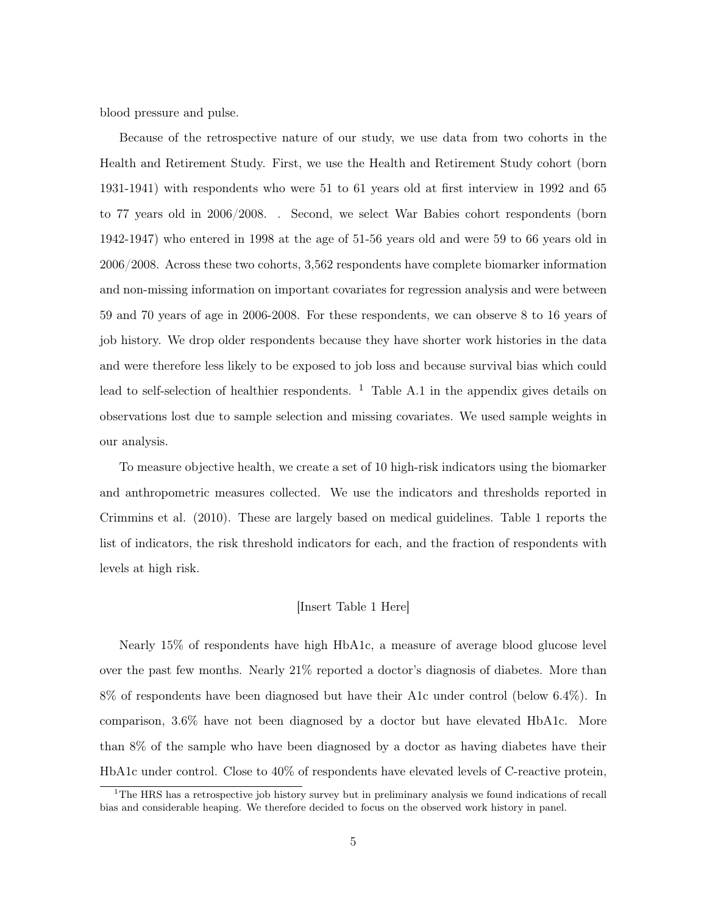blood pressure and pulse.

Because of the retrospective nature of our study, we use data from two cohorts in the Health and Retirement Study. First, we use the Health and Retirement Study cohort (born 1931-1941) with respondents who were 51 to 61 years old at first interview in 1992 and 65 to 77 years old in 2006/2008. . Second, we select War Babies cohort respondents (born 1942-1947) who entered in 1998 at the age of 51-56 years old and were 59 to 66 years old in 2006/2008. Across these two cohorts, 3,562 respondents have complete biomarker information and non-missing information on important covariates for regression analysis and were between 59 and 70 years of age in 2006-2008. For these respondents, we can observe 8 to 16 years of job history. We drop older respondents because they have shorter work histories in the data and were therefore less likely to be exposed to job loss and because survival bias which could lead to self-selection of healthier respondents. [1] Table A.1 in the appendix gives details on observations lost due to sample selection and missing covariates. We used sample weights in our analysis.

To measure objective health, we create a set of 10 high-risk indicators using the biomarker and anthropometric measures collected. We use the indicators and thresholds reported in Crimmins et al. (2010). These are largely based on medical guidelines. Table 1 reports the list of indicators, the risk threshold indicators for each, and the fraction of respondents with levels at high risk.

[Insert Table 1 Here]

Nearly 15% of respondents have high HbA1c, a measure of average blood glucose level over the past few months. Nearly 21% reported a doctor's diagnosis of diabetes. More than 8% of respondents have been diagnosed but have their A1c under control (below 6.4%). In comparison, 3.6% have not been diagnosed by a doctor but have elevated HbA1c. More than 8% of the sample who have been diagnosed by a doctor as having diabetes have their HbA1c under control. Close to 40% of respondents have elevated levels of C-reactive protein,

[1] The HRS has a retrospective job history survey but in preliminary analysis we found indications of recall bias and considerable heaping. We therefore decided to focus on the observed work history in panel.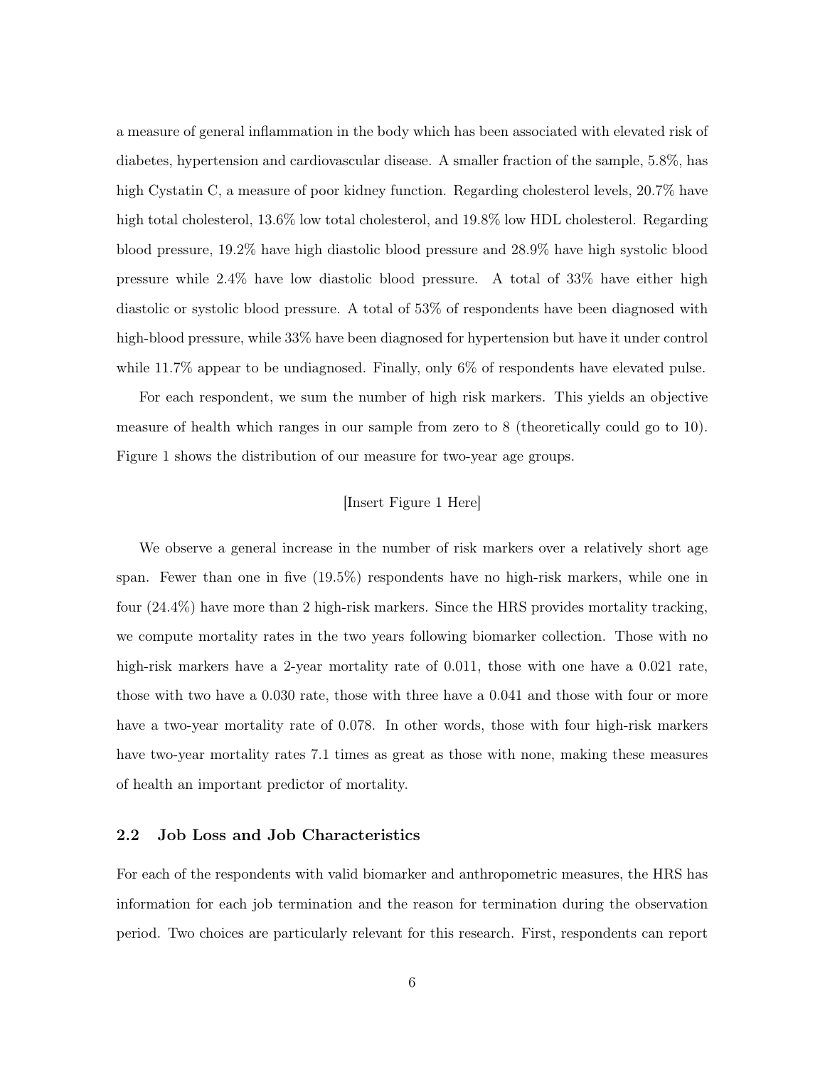a measure of general inflammation in the body which has been associated with elevated risk of diabetes, hypertension and cardiovascular disease. A smaller fraction of the sample, 5.8%, has high Cystatin C, a measure of poor kidney function. Regarding cholesterol levels, 20.7% have high total cholesterol, 13.6% low total cholesterol, and 19.8% low HDL cholesterol. Regarding blood pressure, 19.2% have high diastolic blood pressure and 28.9% have high systolic blood pressure while 2.4% have low diastolic blood pressure. A total of 33% have either high diastolic or systolic blood pressure. A total of 53% of respondents have been diagnosed with high-blood pressure, while 33% have been diagnosed for hypertension but have it under control while 11.7% appear to be undiagnosed. Finally, only 6% of respondents have elevated pulse.

For each respondent, we sum the number of high risk markers. This yields an objective measure of health which ranges in our sample from zero to 8 (theoretically could go to 10). Figure 1 shows the distribution of our measure for two-year age groups.

[Insert Figure 1 Here]

We observe a general increase in the number of risk markers over a relatively short age span. Fewer than one in five (19.5%) respondents have no high-risk markers, while one in four (24.4%) have more than 2 high-risk markers. Since the HRS provides mortality tracking, we compute mortality rates in the two years following biomarker collection. Those with no high-risk markers have a 2-year mortality rate of 0.011, those with one have a 0.021 rate, those with two have a 0.030 rate, those with three have a 0.041 and those with four or more have a two-year mortality rate of 0.078. In other words, those with four high-risk markers have two-year mortality rates 7.1 times as great as those with none, making these measures of health an important predictor of mortality.

## 2.2 Job Loss and Job Characteristics

For each of the respondents with valid biomarker and anthropometric measures, the HRS has information for each job termination and the reason for termination during the observation period. Two choices are particularly relevant for this research. First, respondents can report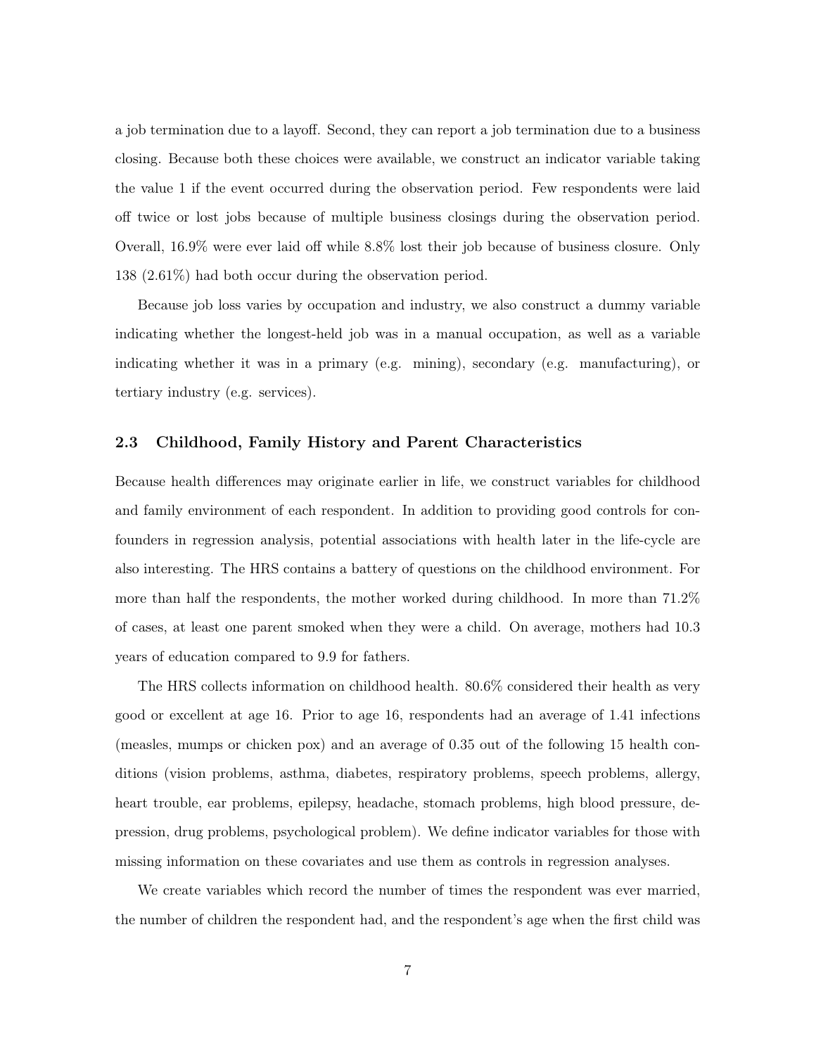a job termination due to a layoff. Second, they can report a job termination due to a business closing. Because both these choices were available, we construct an indicator variable taking the value 1 if the event occurred during the observation period. Few respondents were laid off twice or lost jobs because of multiple business closings during the observation period. Overall, 16.9% were ever laid off while 8.8% lost their job because of business closure. Only 138 (2.61%) had both occur during the observation period.

Because job loss varies by occupation and industry, we also construct a dummy variable indicating whether the longest-held job was in a manual occupation, as well as a variable indicating whether it was in a primary (e.g. mining), secondary (e.g. manufacturing), or tertiary industry (e.g. services).

### 2.3 Childhood, Family History and Parent Characteristics

Because health differences may originate earlier in life, we construct variables for childhood and family environment of each respondent. In addition to providing good controls for confounders in regression analysis, potential associations with health later in the life-cycle are also interesting. The HRS contains a battery of questions on the childhood environment. For more than half the respondents, the mother worked during childhood. In more than 71.2% of cases, at least one parent smoked when they were a child. On average, mothers had 10.3 years of education compared to 9.9 for fathers.

The HRS collects information on childhood health. 80.6% considered their health as very good or excellent at age 16. Prior to age 16, respondents had an average of 1.41 infections (measles, mumps or chicken pox) and an average of 0.35 out of the following 15 health conditions (vision problems, asthma, diabetes, respiratory problems, speech problems, allergy, heart trouble, ear problems, epilepsy, headache, stomach problems, high blood pressure, depression, drug problems, psychological problem). We define indicator variables for those with missing information on these covariates and use them as controls in regression analyses.

We create variables which record the number of times the respondent was ever married, the number of children the respondent had, and the respondent's age when the first child was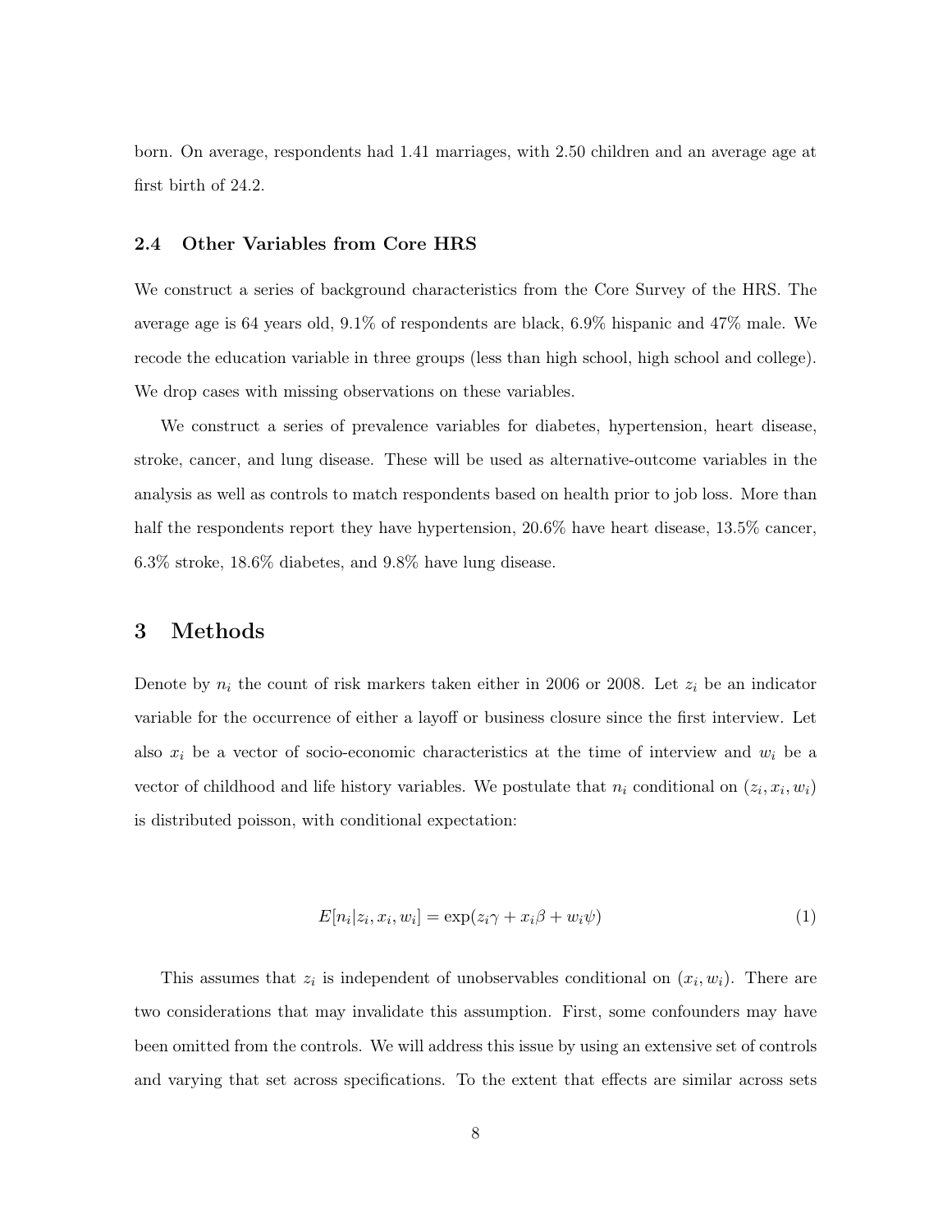born. On average, respondents had 1.41 marriages, with 2.50 children and an average age at first birth of 24.2.

### 2.4 Other Variables from Core HRS

We construct a series of background characteristics from the Core Survey of the HRS. The average age is 64 years old, 9.1% of respondents are black, 6.9% hispanic and 47% male. We recode the education variable in three groups (less than high school, high school and college). We drop cases with missing observations on these variables.

We construct a series of prevalence variables for diabetes, hypertension, heart disease, stroke, cancer, and lung disease. These will be used as alternative-outcome variables in the analysis as well as controls to match respondents based on health prior to job loss. More than half the respondents report they have hypertension, 20.6% have heart disease, 13.5% cancer, 6.3% stroke, 18.6% diabetes, and 9.8% have lung disease.

## 3 Methods

Denote by $n_i$ the count of risk markers taken either in 2006 or 2008. Let $z_i$ be an indicator variable for the occurrence of either a layoff or business closure since the first interview. Let also $x_i$ be a vector of socio-economic characteristics at the time of interview and $w_i$ be a vector of childhood and life history variables. We postulate that $n_i$ conditional on $(z_i, x_i, w_i)$ is distributed poisson, with conditional expectation:

$$E[n_i|z_i, x_i, w_i] = \exp(z_i\gamma + x_i\beta + w_i\psi) \tag{1}$$

This assumes that $z_i$ is independent of unobservables conditional on $(x_i, w_i)$. There are two considerations that may invalidate this assumption. First, some confounders may have been omitted from the controls. We will address this issue by using an extensive set of controls and varying that set across specifications. To the extent that effects are similar across sets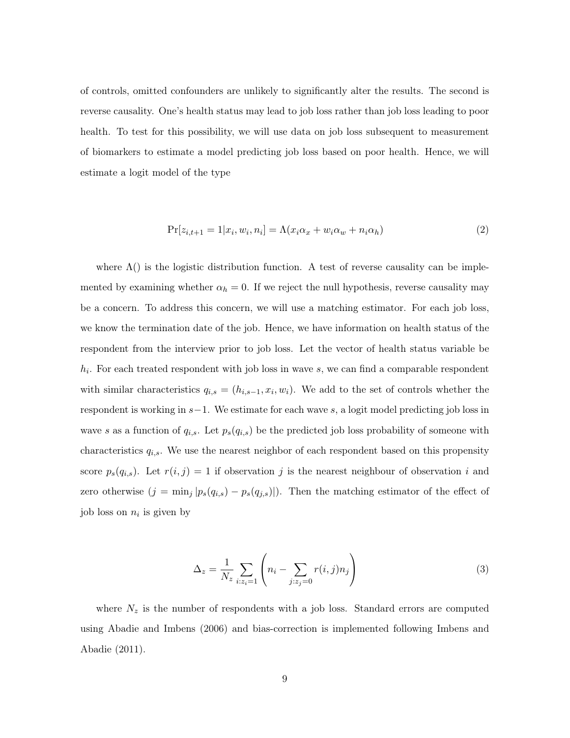of controls, omitted confounders are unlikely to significantly alter the results. The second is reverse causality. One's health status may lead to job loss rather than job loss leading to poor health. To test for this possibility, we will use data on job loss subsequent to measurement of biomarkers to estimate a model predicting job loss based on poor health. Hence, we will estimate a logit model of the type

$$\Pr[z_{i,t+1} = 1 | x_i, w_i, n_i] = \Lambda(x_i \alpha_x + w_i \alpha_w + n_i \alpha_h) \tag{2}$$

where $\Lambda()$ is the logistic distribution function. A test of reverse causality can be implemented by examining whether $\alpha_h = 0$. If we reject the null hypothesis, reverse causality may be a concern. To address this concern, we will use a matching estimator. For each job loss, we know the termination date of the job. Hence, we have information on health status of the respondent from the interview prior to job loss. Let the vector of health status variable be $h_i$. For each treated respondent with job loss in wave $s$, we can find a comparable respondent with similar characteristics $q_{i,s} = (h_{i,s-1}, x_i, w_i)$. We add to the set of controls whether the respondent is working in $s-1$. We estimate for each wave $s$, a logit model predicting job loss in wave $s$ as a function of $q_{i,s}$. Let $p_s(q_{i,s})$ be the predicted job loss probability of someone with characteristics $q_{i,s}$. We use the nearest neighbor of each respondent based on this propensity score $p_s(q_{i,s})$. Let $r(i,j) = 1$ if observation $j$ is the nearest neighbour of observation $i$ and zero otherwise ($j = \min_j |p_s(q_{i,s}) - p_s(q_{j,s})|$). Then the matching estimator of the effect of job loss on $n_i$ is given by

$$\Delta_z = \frac{1}{N_z} \sum_{i:z_i=1} \left( n_i - \sum_{j:z_j=0} r(i,j) n_j \right) \tag{3}$$

where $N_z$ is the number of respondents with a job loss. Standard errors are computed using Abadie and Imbens (2006) and bias-correction is implemented following Imbens and Abadie (2011).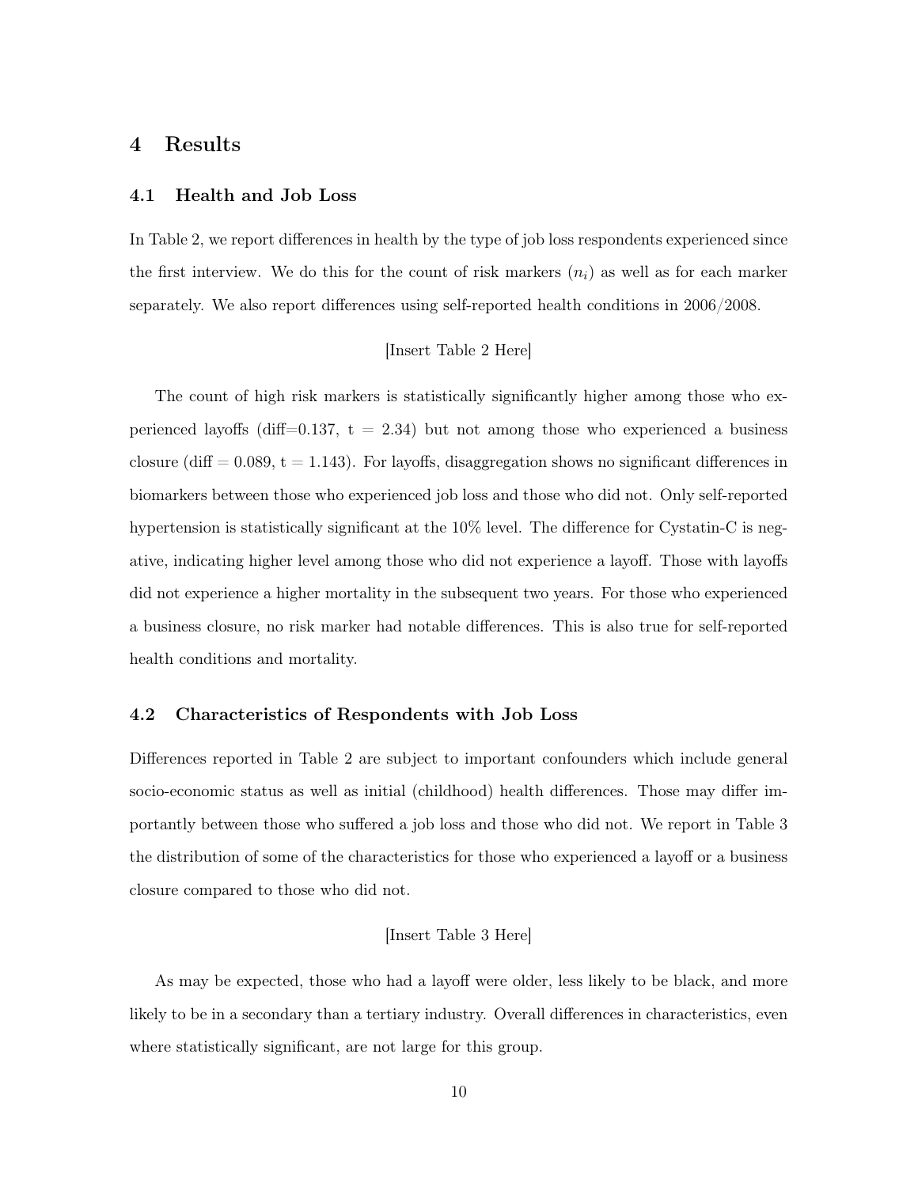# 4 Results

## 4.1 Health and Job Loss

In Table 2, we report differences in health by the type of job loss respondents experienced since the first interview. We do this for the count of risk markers ($n_i$) as well as for each marker separately. We also report differences using self-reported health conditions in 2006/2008.

[Insert Table 2 Here]

The count of high risk markers is statistically significantly higher among those who experienced layoffs (diff=0.137, t = 2.34) but not among those who experienced a business closure (diff = 0.089, t = 1.143). For layoffs, disaggregation shows no significant differences in biomarkers between those who experienced job loss and those who did not. Only self-reported hypertension is statistically significant at the 10% level. The difference for Cystatin-C is negative, indicating higher level among those who did not experience a layoff. Those with layoffs did not experience a higher mortality in the subsequent two years. For those who experienced a business closure, no risk marker had notable differences. This is also true for self-reported health conditions and mortality.

## 4.2 Characteristics of Respondents with Job Loss

Differences reported in Table 2 are subject to important confounders which include general socio-economic status as well as initial (childhood) health differences. Those may differ importantly between those who suffered a job loss and those who did not. We report in Table 3 the distribution of some of the characteristics for those who experienced a layoff or a business closure compared to those who did not.

[Insert Table 3 Here]

As may be expected, those who had a layoff were older, less likely to be black, and more likely to be in a secondary than a tertiary industry. Overall differences in characteristics, even where statistically significant, are not large for this group.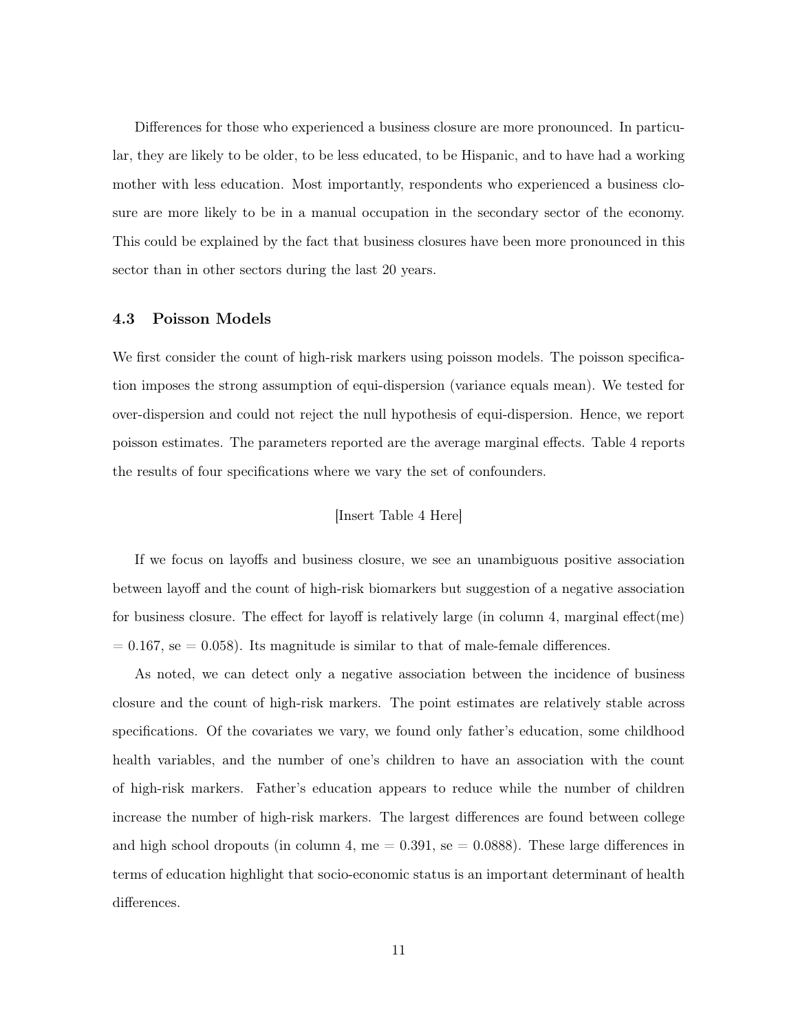Differences for those who experienced a business closure are more pronounced. In particular, they are likely to be older, to be less educated, to be Hispanic, and to have had a working mother with less education. Most importantly, respondents who experienced a business closure are more likely to be in a manual occupation in the secondary sector of the economy. This could be explained by the fact that business closures have been more pronounced in this sector than in other sectors during the last 20 years.

### 4.3 Poisson Models

We first consider the count of high-risk markers using poisson models. The poisson specification imposes the strong assumption of equi-dispersion (variance equals mean). We tested for over-dispersion and could not reject the null hypothesis of equi-dispersion. Hence, we report poisson estimates. The parameters reported are the average marginal effects. Table 4 reports the results of four specifications where we vary the set of confounders.

[Insert Table 4 Here]

If we focus on layoffs and business closure, we see an unambiguous positive association between layoff and the count of high-risk biomarkers but suggestion of a negative association for business closure. The effect for layoff is relatively large (in column 4, marginal effect(me) = 0.167, se = 0.058). Its magnitude is similar to that of male-female differences.

As noted, we can detect only a negative association between the incidence of business closure and the count of high-risk markers. The point estimates are relatively stable across specifications. Of the covariates we vary, we found only father's education, some childhood health variables, and the number of one's children to have an association with the count of high-risk markers. Father's education appears to reduce while the number of children increase the number of high-risk markers. The largest differences are found between college and high school dropouts (in column 4, me = 0.391, se = 0.0888). These large differences in terms of education highlight that socio-economic status is an important determinant of health differences.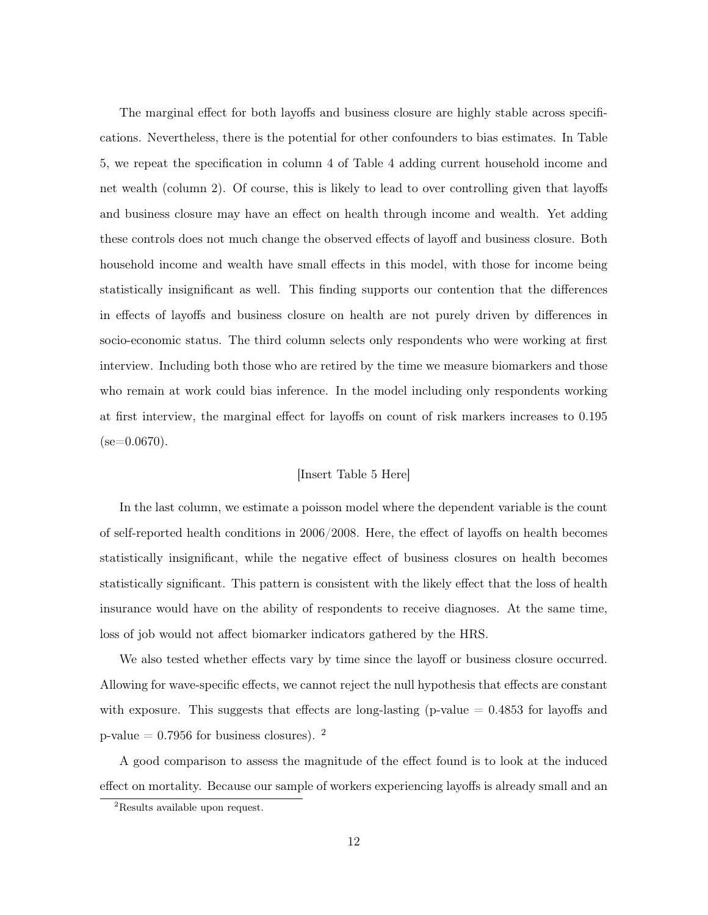The marginal effect for both layoffs and business closure are highly stable across specifications. Nevertheless, there is the potential for other confounders to bias estimates. In Table 5, we repeat the specification in column 4 of Table 4 adding current household income and net wealth (column 2). Of course, this is likely to lead to over controlling given that layoffs and business closure may have an effect on health through income and wealth. Yet adding these controls does not much change the observed effects of layoff and business closure. Both household income and wealth have small effects in this model, with those for income being statistically insignificant as well. This finding supports our contention that the differences in effects of layoffs and business closure on health are not purely driven by differences in socio-economic status. The third column selects only respondents who were working at first interview. Including both those who are retired by the time we measure biomarkers and those who remain at work could bias inference. In the model including only respondents working at first interview, the marginal effect for layoffs on count of risk markers increases to 0.195 (se=0.0670).

[Insert Table 5 Here]

In the last column, we estimate a poisson model where the dependent variable is the count of self-reported health conditions in 2006/2008. Here, the effect of layoffs on health becomes statistically insignificant, while the negative effect of business closures on health becomes statistically significant. This pattern is consistent with the likely effect that the loss of health insurance would have on the ability of respondents to receive diagnoses. At the same time, loss of job would not affect biomarker indicators gathered by the HRS.

We also tested whether effects vary by time since the layoff or business closure occurred. Allowing for wave-specific effects, we cannot reject the null hypothesis that effects are constant with exposure. This suggests that effects are long-lasting (p-value = 0.4853 for layoffs and p-value = 0.7956 for business closures). [2]

A good comparison to assess the magnitude of the effect found is to look at the induced effect on mortality. Because our sample of workers experiencing layoffs is already small and an

[2] Results available upon request.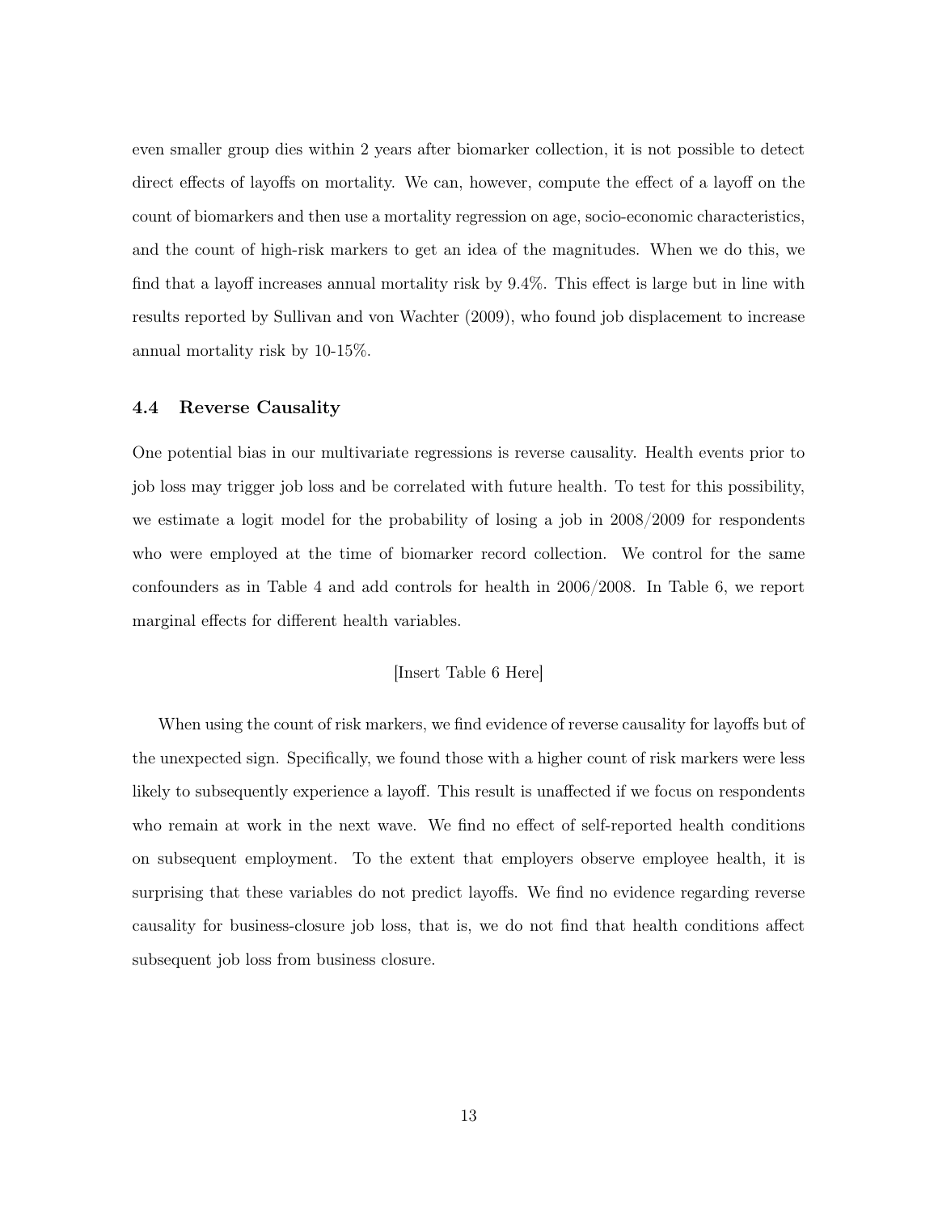even smaller group dies within 2 years after biomarker collection, it is not possible to detect direct effects of layoffs on mortality. We can, however, compute the effect of a layoff on the count of biomarkers and then use a mortality regression on age, socio-economic characteristics, and the count of high-risk markers to get an idea of the magnitudes. When we do this, we find that a layoff increases annual mortality risk by 9.4%. This effect is large but in line with results reported by Sullivan and von Wachter (2009), who found job displacement to increase annual mortality risk by 10-15%.

### 4.4 Reverse Causality

One potential bias in our multivariate regressions is reverse causality. Health events prior to job loss may trigger job loss and be correlated with future health. To test for this possibility, we estimate a logit model for the probability of losing a job in 2008/2009 for respondents who were employed at the time of biomarker record collection. We control for the same confounders as in Table 4 and add controls for health in 2006/2008. In Table 6, we report marginal effects for different health variables.

[Insert Table 6 Here]

When using the count of risk markers, we find evidence of reverse causality for layoffs but of the unexpected sign. Specifically, we found those with a higher count of risk markers were less likely to subsequently experience a layoff. This result is unaffected if we focus on respondents who remain at work in the next wave. We find no effect of self-reported health conditions on subsequent employment. To the extent that employers observe employee health, it is surprising that these variables do not predict layoffs. We find no evidence regarding reverse causality for business-closure job loss, that is, we do not find that health conditions affect subsequent job loss from business closure.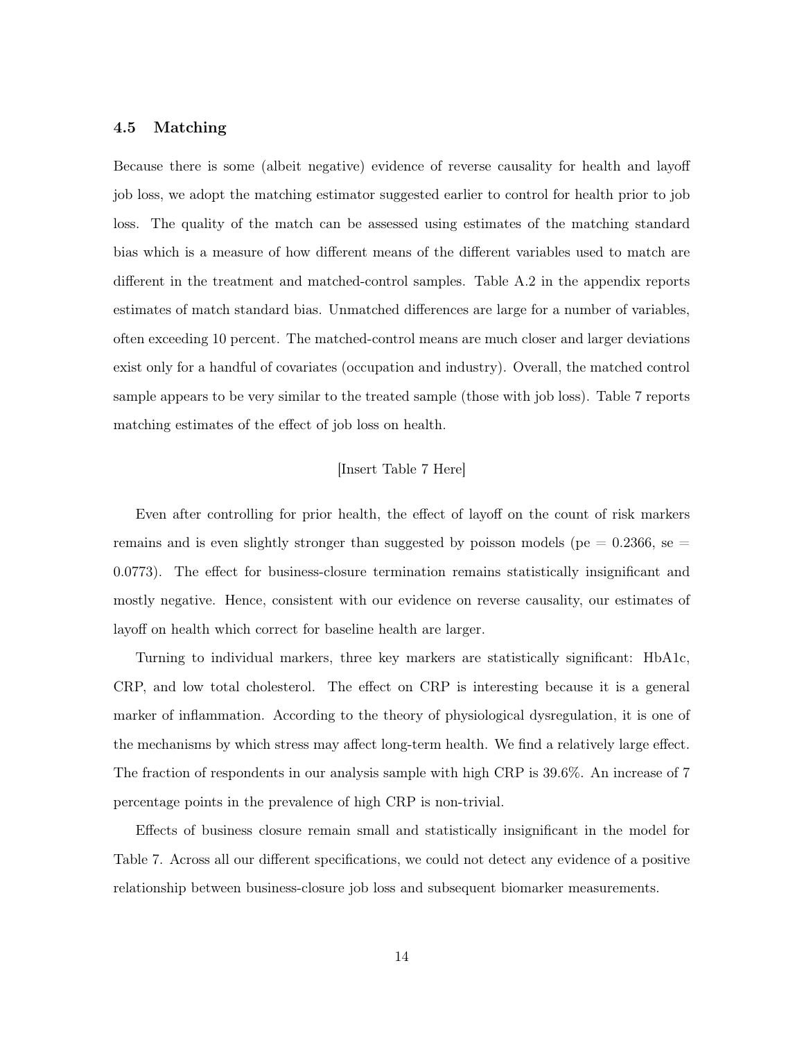### 4.5 Matching

Because there is some (albeit negative) evidence of reverse causality for health and layoff job loss, we adopt the matching estimator suggested earlier to control for health prior to job loss. The quality of the match can be assessed using estimates of the matching standard bias which is a measure of how different means of the different variables used to match are different in the treatment and matched-control samples. Table A.2 in the appendix reports estimates of match standard bias. Unmatched differences are large for a number of variables, often exceeding 10 percent. The matched-control means are much closer and larger deviations exist only for a handful of covariates (occupation and industry). Overall, the matched control sample appears to be very similar to the treated sample (those with job loss). Table 7 reports matching estimates of the effect of job loss on health.

[Insert Table 7 Here]

Even after controlling for prior health, the effect of layoff on the count of risk markers remains and is even slightly stronger than suggested by poisson models (pe = 0.2366, se = 0.0773). The effect for business-closure termination remains statistically insignificant and mostly negative. Hence, consistent with our evidence on reverse causality, our estimates of layoff on health which correct for baseline health are larger.

Turning to individual markers, three key markers are statistically significant: HbA1c, CRP, and low total cholesterol. The effect on CRP is interesting because it is a general marker of inflammation. According to the theory of physiological dysregulation, it is one of the mechanisms by which stress may affect long-term health. We find a relatively large effect. The fraction of respondents in our analysis sample with high CRP is 39.6%. An increase of 7 percentage points in the prevalence of high CRP is non-trivial.

Effects of business closure remain small and statistically insignificant in the model for Table 7. Across all our different specifications, we could not detect any evidence of a positive relationship between business-closure job loss and subsequent biomarker measurements.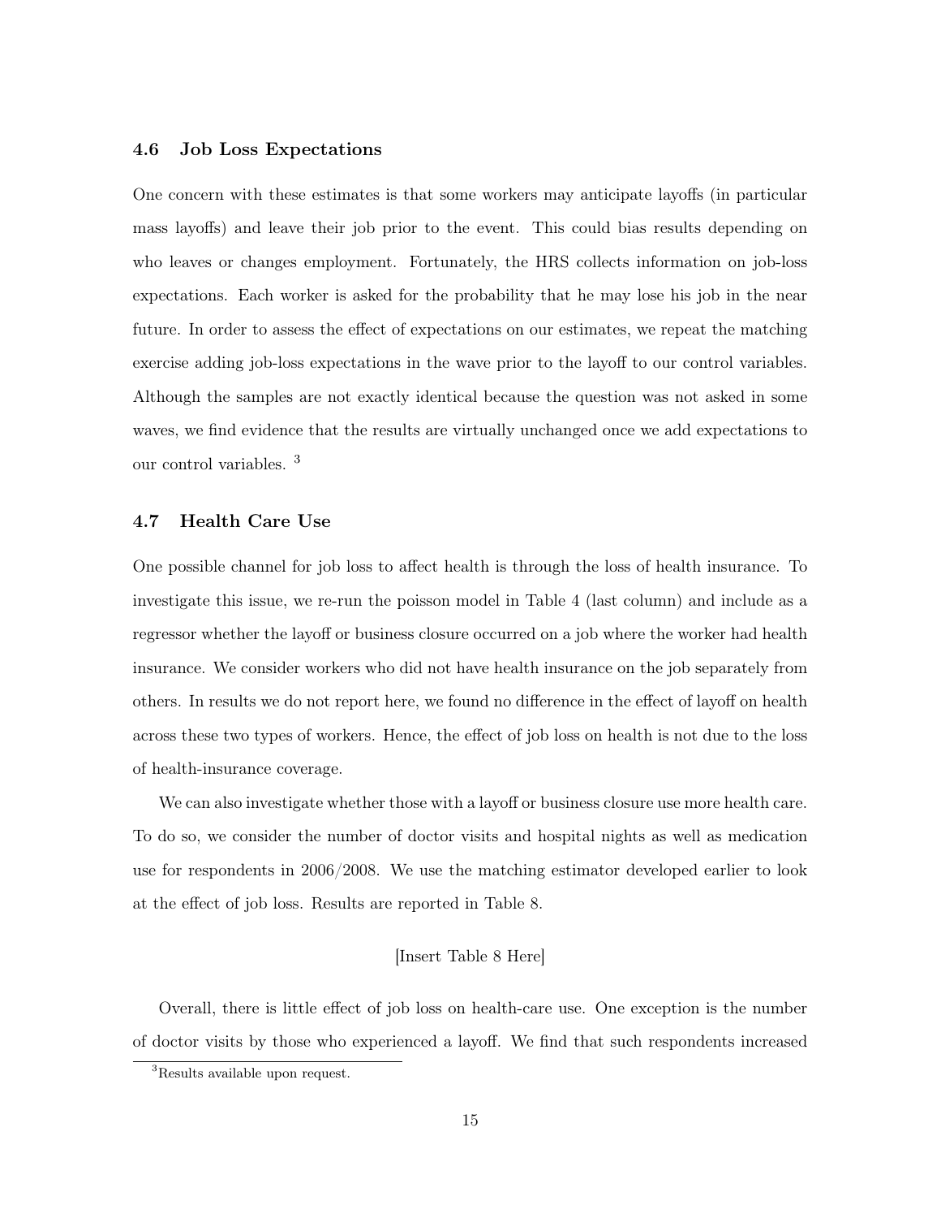### 4.6 Job Loss Expectations

One concern with these estimates is that some workers may anticipate layoffs (in particular mass layoffs) and leave their job prior to the event. This could bias results depending on who leaves or changes employment. Fortunately, the HRS collects information on job-loss expectations. Each worker is asked for the probability that he may lose his job in the near future. In order to assess the effect of expectations on our estimates, we repeat the matching exercise adding job-loss expectations in the wave prior to the layoff to our control variables. Although the samples are not exactly identical because the question was not asked in some waves, we find evidence that the results are virtually unchanged once we add expectations to our control variables. [3]

### 4.7 Health Care Use

One possible channel for job loss to affect health is through the loss of health insurance. To investigate this issue, we re-run the poisson model in Table 4 (last column) and include as a regressor whether the layoff or business closure occurred on a job where the worker had health insurance. We consider workers who did not have health insurance on the job separately from others. In results we do not report here, we found no difference in the effect of layoff on health across these two types of workers. Hence, the effect of job loss on health is not due to the loss of health-insurance coverage.

We can also investigate whether those with a layoff or business closure use more health care. To do so, we consider the number of doctor visits and hospital nights as well as medication use for respondents in 2006/2008. We use the matching estimator developed earlier to look at the effect of job loss. Results are reported in Table 8.

[Insert Table 8 Here]

Overall, there is little effect of job loss on health-care use. One exception is the number of doctor visits by those who experienced a layoff. We find that such respondents increased

[3] Results available upon request.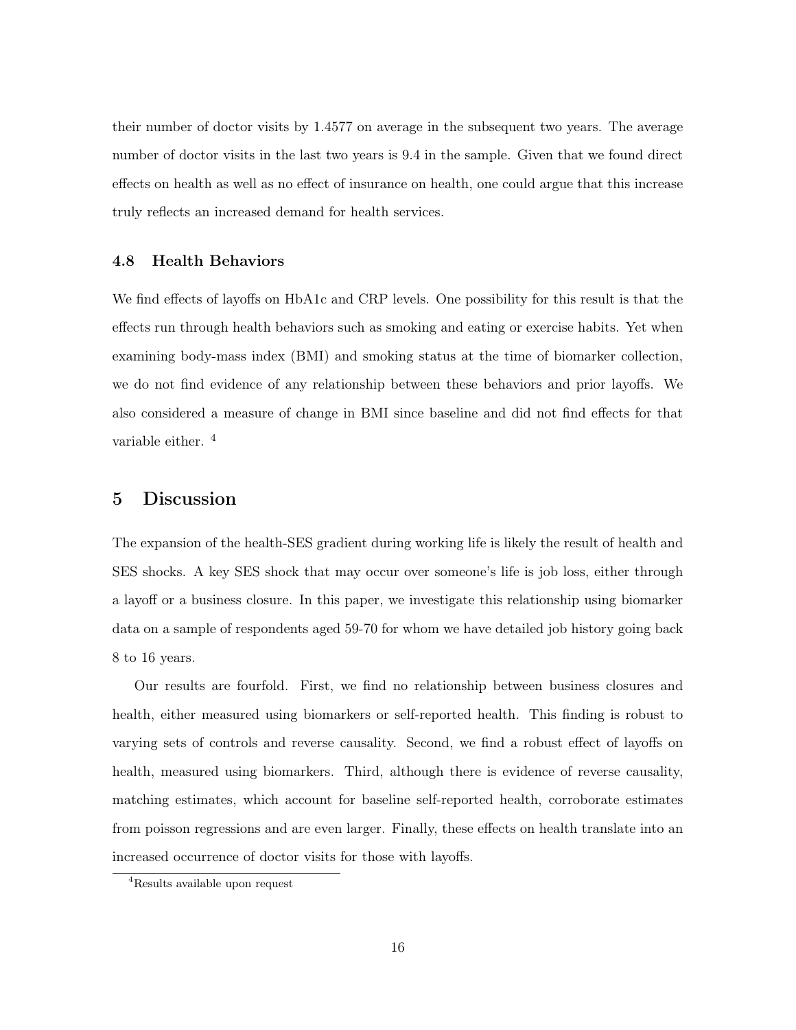their number of doctor visits by 1.4577 on average in the subsequent two years. The average number of doctor visits in the last two years is 9.4 in the sample. Given that we found direct effects on health as well as no effect of insurance on health, one could argue that this increase truly reflects an increased demand for health services.

### 4.8 Health Behaviors

We find effects of layoffs on HbA1c and CRP levels. One possibility for this result is that the effects run through health behaviors such as smoking and eating or exercise habits. Yet when examining body-mass index (BMI) and smoking status at the time of biomarker collection, we do not find evidence of any relationship between these behaviors and prior layoffs. We also considered a measure of change in BMI since baseline and did not find effects for that variable either. [4]

## 5 Discussion

The expansion of the health-SES gradient during working life is likely the result of health and SES shocks. A key SES shock that may occur over someone's life is job loss, either through a layoff or a business closure. In this paper, we investigate this relationship using biomarker data on a sample of respondents aged 59-70 for whom we have detailed job history going back 8 to 16 years.

Our results are fourfold. First, we find no relationship between business closures and health, either measured using biomarkers or self-reported health. This finding is robust to varying sets of controls and reverse causality. Second, we find a robust effect of layoffs on health, measured using biomarkers. Third, although there is evidence of reverse causality, matching estimates, which account for baseline self-reported health, corroborate estimates from poisson regressions and are even larger. Finally, these effects on health translate into an increased occurrence of doctor visits for those with layoffs.

[4] Results available upon request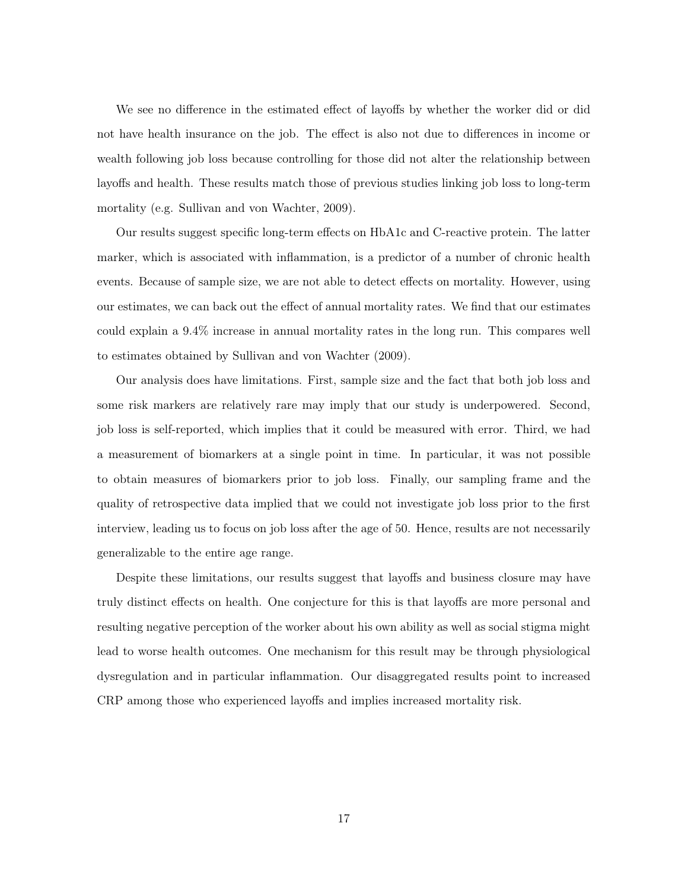We see no difference in the estimated effect of layoffs by whether the worker did or did not have health insurance on the job. The effect is also not due to differences in income or wealth following job loss because controlling for those did not alter the relationship between layoffs and health. These results match those of previous studies linking job loss to long-term mortality (e.g. Sullivan and von Wachter, 2009).

Our results suggest specific long-term effects on HbA1c and C-reactive protein. The latter marker, which is associated with inflammation, is a predictor of a number of chronic health events. Because of sample size, we are not able to detect effects on mortality. However, using our estimates, we can back out the effect of annual mortality rates. We find that our estimates could explain a 9.4% increase in annual mortality rates in the long run. This compares well to estimates obtained by Sullivan and von Wachter (2009).

Our analysis does have limitations. First, sample size and the fact that both job loss and some risk markers are relatively rare may imply that our study is underpowered. Second, job loss is self-reported, which implies that it could be measured with error. Third, we had a measurement of biomarkers at a single point in time. In particular, it was not possible to obtain measures of biomarkers prior to job loss. Finally, our sampling frame and the quality of retrospective data implied that we could not investigate job loss prior to the first interview, leading us to focus on job loss after the age of 50. Hence, results are not necessarily generalizable to the entire age range.

Despite these limitations, our results suggest that layoffs and business closure may have truly distinct effects on health. One conjecture for this is that layoffs are more personal and resulting negative perception of the worker about his own ability as well as social stigma might lead to worse health outcomes. One mechanism for this result may be through physiological dysregulation and in particular inflammation. Our disaggregated results point to increased CRP among those who experienced layoffs and implies increased mortality risk.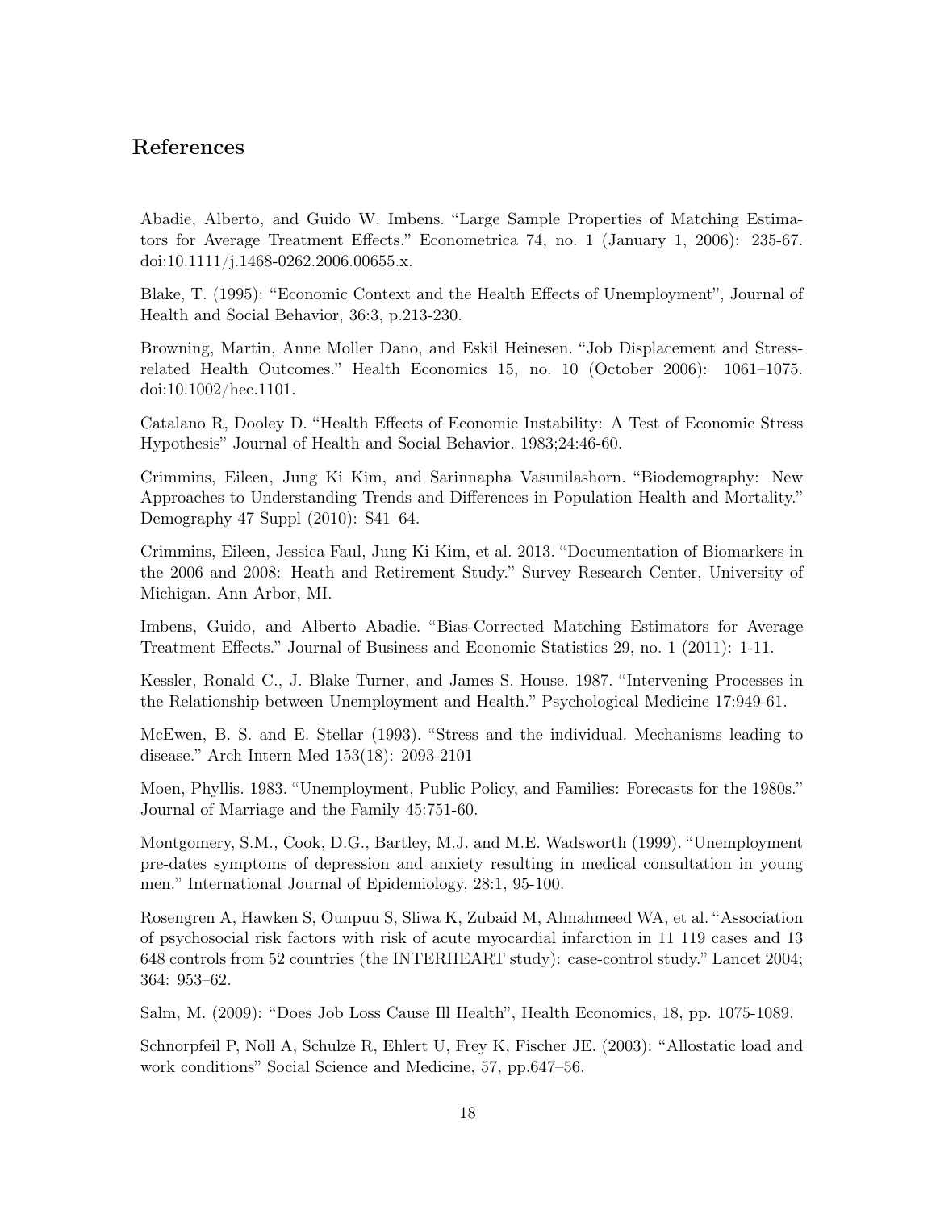## References

Abadie, Alberto, and Guido W. Imbens. "Large Sample Properties of Matching Estimators for Average Treatment Effects." Econometrica 74, no. 1 (January 1, 2006): 235-67. doi:10.1111/j.1468-0262.2006.00655.x.

Blake, T. (1995): "Economic Context and the Health Effects of Unemployment", Journal of Health and Social Behavior, 36:3, p.213-230.

Browning, Martin, Anne Moller Dano, and Eskil Heinesen. "Job Displacement and Stress-related Health Outcomes." Health Economics 15, no. 10 (October 2006): 1061–1075. doi:10.1002/hec.1101.

Catalano R, Dooley D. "Health Effects of Economic Instability: A Test of Economic Stress Hypothesis" Journal of Health and Social Behavior. 1983;24:46-60.

Crimmins, Eileen, Jung Ki Kim, and Sarinnapha Vasunilashorn. "Biodemography: New Approaches to Understanding Trends and Differences in Population Health and Mortality." Demography 47 Suppl (2010): S41–64.

Crimmins, Eileen, Jessica Faul, Jung Ki Kim, et al. 2013. "Documentation of Biomarkers in the 2006 and 2008: Heath and Retirement Study." Survey Research Center, University of Michigan. Ann Arbor, MI.

Imbens, Guido, and Alberto Abadie. "Bias-Corrected Matching Estimators for Average Treatment Effects." Journal of Business and Economic Statistics 29, no. 1 (2011): 1-11.

Kessler, Ronald C., J. Blake Turner, and James S. House. 1987. "Intervening Processes in the Relationship between Unemployment and Health." Psychological Medicine 17:949-61.

McEwen, B. S. and E. Stellar (1993). "Stress and the individual. Mechanisms leading to disease." Arch Intern Med 153(18): 2093-2101

Moen, Phyllis. 1983. "Unemployment, Public Policy, and Families: Forecasts for the 1980s." Journal of Marriage and the Family 45:751-60.

Montgomery, S.M., Cook, D.G., Bartley, M.J. and M.E. Wadsworth (1999). "Unemployment pre-dates symptoms of depression and anxiety resulting in medical consultation in young men." International Journal of Epidemiology, 28:1, 95-100.

Rosengren A, Hawken S, Ounpuu S, Sliwa K, Zubaid M, Almahmeed WA, et al. "Association of psychosocial risk factors with risk of acute myocardial infarction in 11 119 cases and 13 648 controls from 52 countries (the INTERHEART study): case-control study." Lancet 2004; 364: 953–62.

Salm, M. (2009): "Does Job Loss Cause Ill Health", Health Economics, 18, pp. 1075-1089.

Schnorpfeil P, Noll A, Schulze R, Ehlert U, Frey K, Fischer JE. (2003): "Allostatic load and work conditions" Social Science and Medicine, 57, pp.647–56.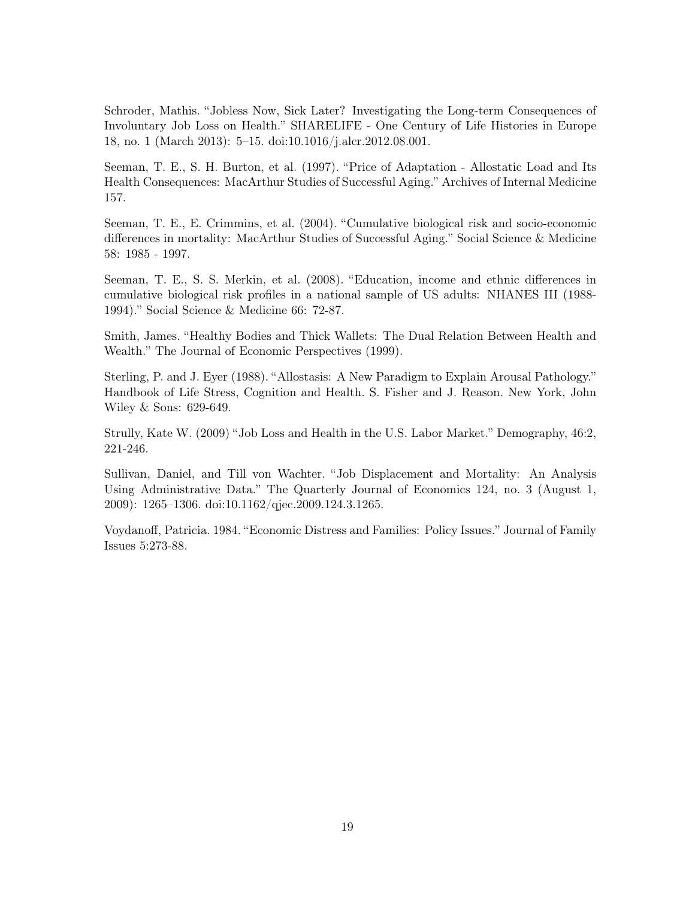Schroder, Mathis. "Jobless Now, Sick Later? Investigating the Long-term Consequences of Involuntary Job Loss on Health." SHARELIFE - One Century of Life Histories in Europe 18, no. 1 (March 2013): 5–15. doi:10.1016/j.alcr.2012.08.001.

Seeman, T. E., S. H. Burton, et al. (1997). "Price of Adaptation - Allostatic Load and Its Health Consequences: MacArthur Studies of Successful Aging." Archives of Internal Medicine 157.

Seeman, T. E., E. Crimmins, et al. (2004). "Cumulative biological risk and socio-economic differences in mortality: MacArthur Studies of Successful Aging." Social Science & Medicine 58: 1985 - 1997.

Seeman, T. E., S. S. Merkin, et al. (2008). "Education, income and ethnic differences in cumulative biological risk profiles in a national sample of US adults: NHANES III (1988-1994)." Social Science & Medicine 66: 72-87.

Smith, James. "Healthy Bodies and Thick Wallets: The Dual Relation Between Health and Wealth." The Journal of Economic Perspectives (1999).

Sterling, P. and J. Eyer (1988). "Allostasis: A New Paradigm to Explain Arousal Pathology." Handbook of Life Stress, Cognition and Health. S. Fisher and J. Reason. New York, John Wiley & Sons: 629-649.

Strully, Kate W. (2009) "Job Loss and Health in the U.S. Labor Market." Demography, 46:2, 221-246.

Sullivan, Daniel, and Till von Wachter. "Job Displacement and Mortality: An Analysis Using Administrative Data." The Quarterly Journal of Economics 124, no. 3 (August 1, 2009): 1265–1306. doi:10.1162/qjec.2009.124.3.1265.

Voydanoff, Patricia. 1984. "Economic Distress and Families: Policy Issues." Journal of Family Issues 5:273-88.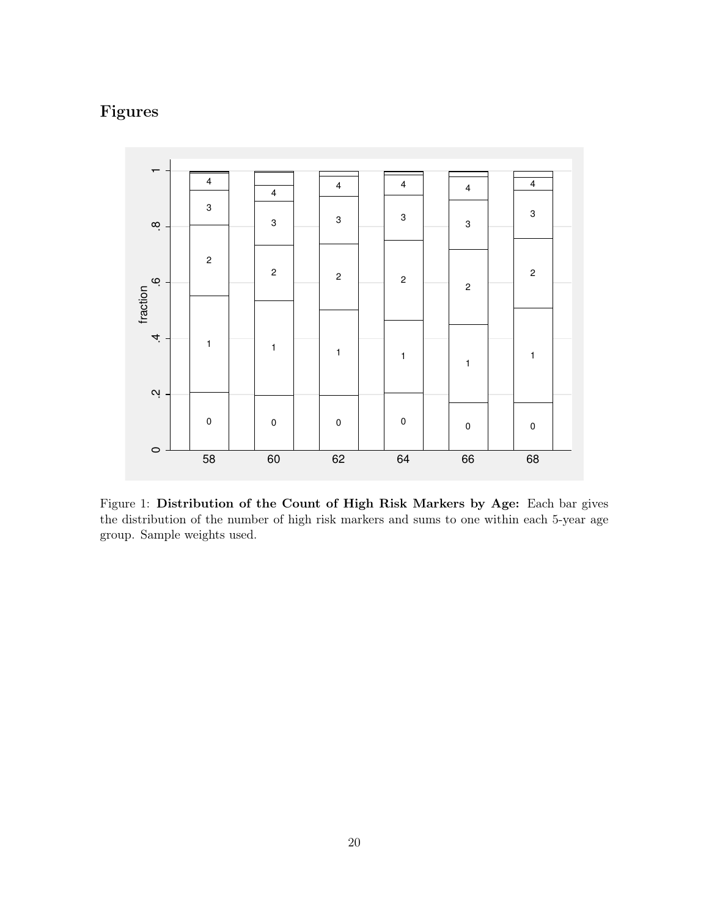## Figures

Figure 1: **Distribution of the Count of High Risk Markers by Age:** Each bar gives the distribution of the number of high risk markers and sums to one within each 5-year age group. Sample weights used.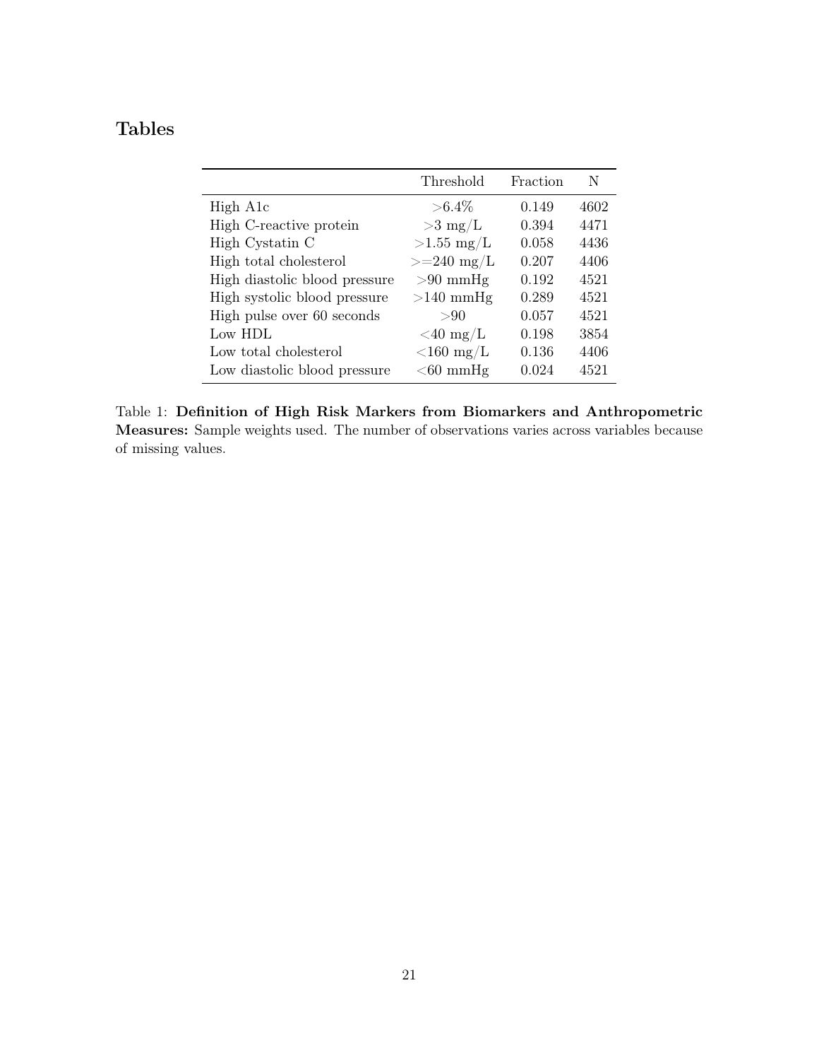## Tables

| | Threshold | Fraction | N |
|---|---|---|---|
| High A1c | >6.4% | 0.149 | 4602 |
| High C-reactive protein | >3 mg/L | 0.394 | 4471 |
| High Cystatin C | >1.55 mg/L | 0.058 | 4436 |
| High total cholesterol | >=240 mg/L | 0.207 | 4406 |
| High diastolic blood pressure | >90 mmHg | 0.192 | 4521 |
| High systolic blood pressure | >140 mmHg | 0.289 | 4521 |
| High pulse over 60 seconds | >90 | 0.057 | 4521 |
| Low HDL | <40 mg/L | 0.198 | 3854 |
| Low total cholesterol | <160 mg/L | 0.136 | 4406 |
| Low diastolic blood pressure | <60 mmHg | 0.024 | 4521 |

Table 1: **Definition of High Risk Markers from Biomarkers and Anthropometric Measures:** Sample weights used. The number of observations varies across variables because of missing values.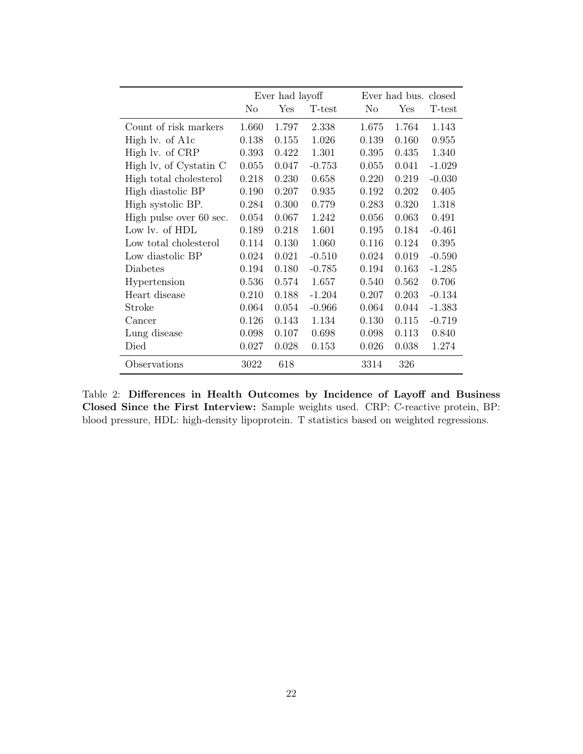| | Ever had layoff | | | Ever had bus. closed | | |
|---|---|---|---|---|---|---|
| | No | Yes | T-test | No | Yes | T-test |
| Count of risk markers | 1.660 | 1.797 | 2.338 | 1.675 | 1.764 | 1.143 |
| High lv. of A1c | 0.138 | 0.155 | 1.026 | 0.139 | 0.160 | 0.955 |
| High lv. of CRP | 0.393 | 0.422 | 1.301 | 0.395 | 0.435 | 1.340 |
| High lv, of Cystatin C | 0.055 | 0.047 | -0.753 | 0.055 | 0.041 | -1.029 |
| High total cholesterol | 0.218 | 0.230 | 0.658 | 0.220 | 0.219 | -0.030 |
| High diastolic BP | 0.190 | 0.207 | 0.935 | 0.192 | 0.202 | 0.405 |
| High systolic BP. | 0.284 | 0.300 | 0.779 | 0.283 | 0.320 | 1.318 |
| High pulse over 60 sec. | 0.054 | 0.067 | 1.242 | 0.056 | 0.063 | 0.491 |
| Low lv. of HDL | 0.189 | 0.218 | 1.601 | 0.195 | 0.184 | -0.461 |
| Low total cholesterol | 0.114 | 0.130 | 1.060 | 0.116 | 0.124 | 0.395 |
| Low diastolic BP | 0.024 | 0.021 | -0.510 | 0.024 | 0.019 | -0.590 |
| Diabetes | 0.194 | 0.180 | -0.785 | 0.194 | 0.163 | -1.285 |
| Hypertension | 0.536 | 0.574 | 1.657 | 0.540 | 0.562 | 0.706 |
| Heart disease | 0.210 | 0.188 | -1.204 | 0.207 | 0.203 | -0.134 |
| Stroke | 0.064 | 0.054 | -0.966 | 0.064 | 0.044 | -1.383 |
| Cancer | 0.126 | 0.143 | 1.134 | 0.130 | 0.115 | -0.719 |
| Lung disease | 0.098 | 0.107 | 0.698 | 0.098 | 0.113 | 0.840 |
| Died | 0.027 | 0.028 | 0.153 | 0.026 | 0.038 | 1.274 |
| Observations | 3022 | 618 | | 3314 | 326 | |

Table 2: **Differences in Health Outcomes by Incidence of Layoff and Business Closed Since the First Interview:** Sample weights used. CRP: C-reactive protein, BP: blood pressure, HDL: high-density lipoprotein. T statistics based on weighted regressions.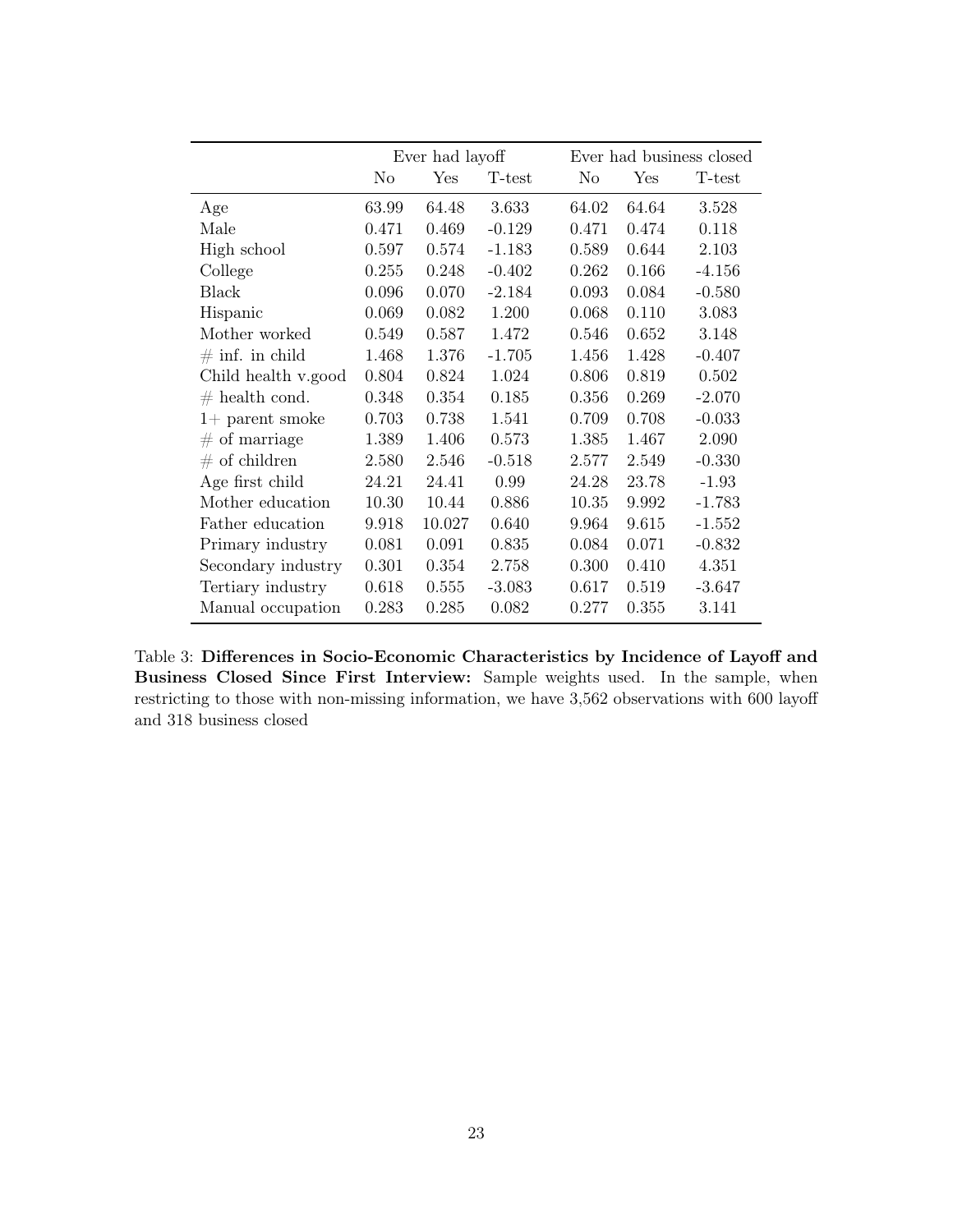| | Ever had layoff | | | Ever had business closed | | |
|---|---|---|---|---|---|---|
| | No | Yes | T-test | No | Yes | T-test |
| Age | 63.99 | 64.48 | 3.633 | 64.02 | 64.64 | 3.528 |
| Male | 0.471 | 0.469 | -0.129 | 0.471 | 0.474 | 0.118 |
| High school | 0.597 | 0.574 | -1.183 | 0.589 | 0.644 | 2.103 |
| College | 0.255 | 0.248 | -0.402 | 0.262 | 0.166 | -4.156 |
| Black | 0.096 | 0.070 | -2.184 | 0.093 | 0.084 | -0.580 |
| Hispanic | 0.069 | 0.082 | 1.200 | 0.068 | 0.110 | 3.083 |
| Mother worked | 0.549 | 0.587 | 1.472 | 0.546 | 0.652 | 3.148 |
| # inf. in child | 1.468 | 1.376 | -1.705 | 1.456 | 1.428 | -0.407 |
| Child health v.good | 0.804 | 0.824 | 1.024 | 0.806 | 0.819 | 0.502 |
| # health cond. | 0.348 | 0.354 | 0.185 | 0.356 | 0.269 | -2.070 |
| 1+ parent smoke | 0.703 | 0.738 | 1.541 | 0.709 | 0.708 | -0.033 |
| # of marriage | 1.389 | 1.406 | 0.573 | 1.385 | 1.467 | 2.090 |
| # of children | 2.580 | 2.546 | -0.518 | 2.577 | 2.549 | -0.330 |
| Age first child | 24.21 | 24.41 | 0.99 | 24.28 | 23.78 | -1.93 |
| Mother education | 10.30 | 10.44 | 0.886 | 10.35 | 9.992 | -1.783 |
| Father education | 9.918 | 10.027 | 0.640 | 9.964 | 9.615 | -1.552 |
| Primary industry | 0.081 | 0.091 | 0.835 | 0.084 | 0.071 | -0.832 |
| Secondary industry | 0.301 | 0.354 | 2.758 | 0.300 | 0.410 | 4.351 |
| Tertiary industry | 0.618 | 0.555 | -3.083 | 0.617 | 0.519 | -3.647 |
| Manual occupation | 0.283 | 0.285 | 0.082 | 0.277 | 0.355 | 3.141 |

Table 3: **Differences in Socio-Economic Characteristics by Incidence of Layoff and Business Closed Since First Interview:** Sample weights used. In the sample, when restricting to those with non-missing information, we have 3,562 observations with 600 layoff and 318 business closed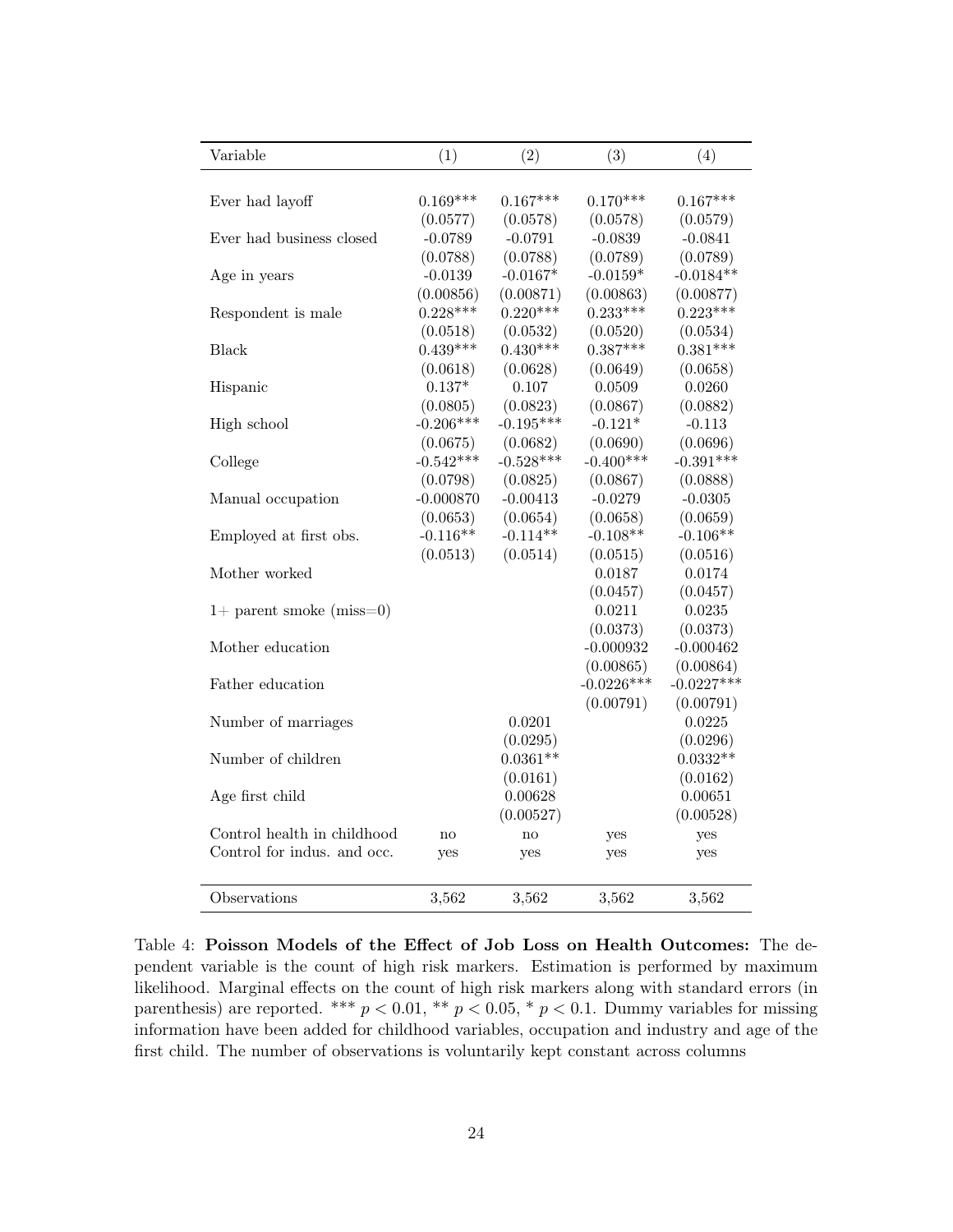| Variable | (1) | (2) | (3) | (4) |
|---|---|---|---|---|
| Ever had layoff | 0.169*** | 0.167*** | 0.170*** | 0.167*** |
| | (0.0577) | (0.0578) | (0.0578) | (0.0579) |
| Ever had business closed | -0.0789 | -0.0791 | -0.0839 | -0.0841 |
| | (0.0788) | (0.0788) | (0.0789) | (0.0789) |
| Age in years | -0.0139 | -0.0167* | -0.0159* | -0.0184** |
| | (0.00856) | (0.00871) | (0.00863) | (0.00877) |
| Respondent is male | 0.228*** | 0.220*** | 0.233*** | 0.223*** |
| | (0.0518) | (0.0532) | (0.0520) | (0.0534) |
| Black | 0.439*** | 0.430*** | 0.387*** | 0.381*** |
| | (0.0618) | (0.0628) | (0.0649) | (0.0658) |
| Hispanic | 0.137* | 0.107 | 0.0509 | 0.0260 |
| | (0.0805) | (0.0823) | (0.0867) | (0.0882) |
| High school | -0.206*** | -0.195*** | -0.121* | -0.113 |
| | (0.0675) | (0.0682) | (0.0690) | (0.0696) |
| College | -0.542*** | -0.528*** | -0.400*** | -0.391*** |
| | (0.0798) | (0.0825) | (0.0867) | (0.0888) |
| Manual occupation | -0.000870 | -0.00413 | -0.0279 | -0.0305 |
| | (0.0653) | (0.0654) | (0.0658) | (0.0659) |
| Employed at first obs. | -0.116** | -0.114** | -0.108** | -0.106** |
| | (0.0513) | (0.0514) | (0.0515) | (0.0516) |
| Mother worked | | | 0.0187 | 0.0174 |
| | | | (0.0457) | (0.0457) |
| 1+ parent smoke (miss=0) | | | 0.0211 | 0.0235 |
| | | | (0.0373) | (0.0373) |
| Mother education | | | -0.000932 | -0.000462 |
| | | | (0.00865) | (0.00864) |
| Father education | | | -0.0226*** | -0.0227*** |
| | | | (0.00791) | (0.00791) |
| Number of marriages | | 0.0201 | | 0.0225 |
| | | (0.0295) | | (0.0296) |
| Number of children | | 0.0361** | | 0.0332** |
| | | (0.0161) | | (0.0162) |
| Age first child | | 0.00628 | | 0.00651 |
| | | (0.00527) | | (0.00528) |
| Control health in childhood | no | no | yes | yes |
| Control for indus. and occ. | yes | yes | yes | yes |
| Observations | 3,562 | 3,562 | 3,562 | 3,562 |

Table 4: **Poisson Models of the Effect of Job Loss on Health Outcomes:** The dependent variable is the count of high risk markers. Estimation is performed by maximum likelihood. Marginal effects on the count of high risk markers along with standard errors (in parenthesis) are reported. *** $p < 0.01$, ** $p < 0.05$, * $p < 0.1$. Dummy variables for missing information have been added for childhood variables, occupation and industry and age of the first child. The number of observations is voluntarily kept constant across columns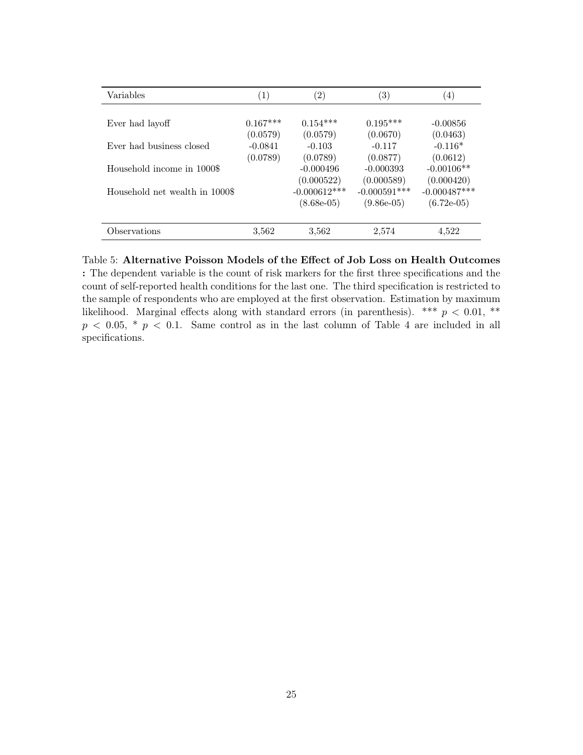| Variables | (1) | (2) | (3) | (4) |
|---|---|---|---|---|
| Ever had layoff | 0.167*** | 0.154*** | 0.195*** | -0.00856 |
| | (0.0579) | (0.0579) | (0.0670) | (0.0463) |
| Ever had business closed | -0.0841 | -0.103 | -0.117 | -0.116* |
| | (0.0789) | (0.0789) | (0.0877) | (0.0612) |
| Household income in 1000$ | | -0.000496 | -0.000393 | -0.00106** |
| | | (0.000522) | (0.000589) | (0.000420) |
| Household net wealth in 1000$ | | -0.000612*** | -0.000591*** | -0.000487*** |
| | | (8.68e-05) | (9.86e-05) | (6.72e-05) |
| Observations | 3,562 | 3,562 | 2,574 | 4,522 |

Table 5: **Alternative Poisson Models of the Effect of Job Loss on Health Outcomes :** The dependent variable is the count of risk markers for the first three specifications and the count of self-reported health conditions for the last one. The third specification is restricted to the sample of respondents who are employed at the first observation. Estimation by maximum likelihood. Marginal effects along with standard errors (in parenthesis). *** $p < 0.01$, ** $p < 0.05$, * $p < 0.1$. Same control as in the last column of Table 4 are included in all specifications.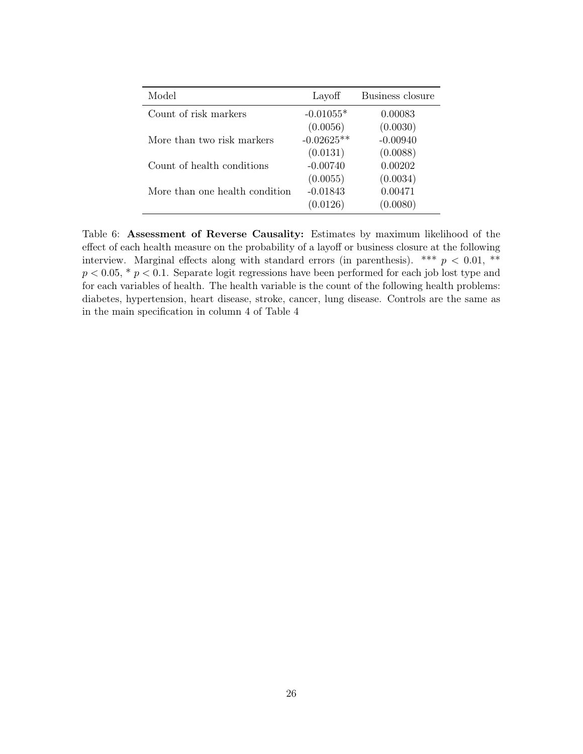| Model | Layoff | Business closure |
|---|---|---|
| Count of risk markers | -0.01055* | 0.00083 |
| | (0.0056) | (0.0030) |
| More than two risk markers | -0.02625** | -0.00940 |
| | (0.0131) | (0.0088) |
| Count of health conditions | -0.00740 | 0.00202 |
| | (0.0055) | (0.0034) |
| More than one health condition | -0.01843 | 0.00471 |
| | (0.0126) | (0.0080) |

Table 6: **Assessment of Reverse Causality:** Estimates by maximum likelihood of the effect of each health measure on the probability of a layoff or business closure at the following interview. Marginal effects along with standard errors (in parenthesis). *** $p < 0.01$, ** $p < 0.05$, * $p < 0.1$. Separate logit regressions have been performed for each job lost type and for each variables of health. The health variable is the count of the following health problems: diabetes, hypertension, heart disease, stroke, cancer, lung disease. Controls are the same as in the main specification in column 4 of Table 4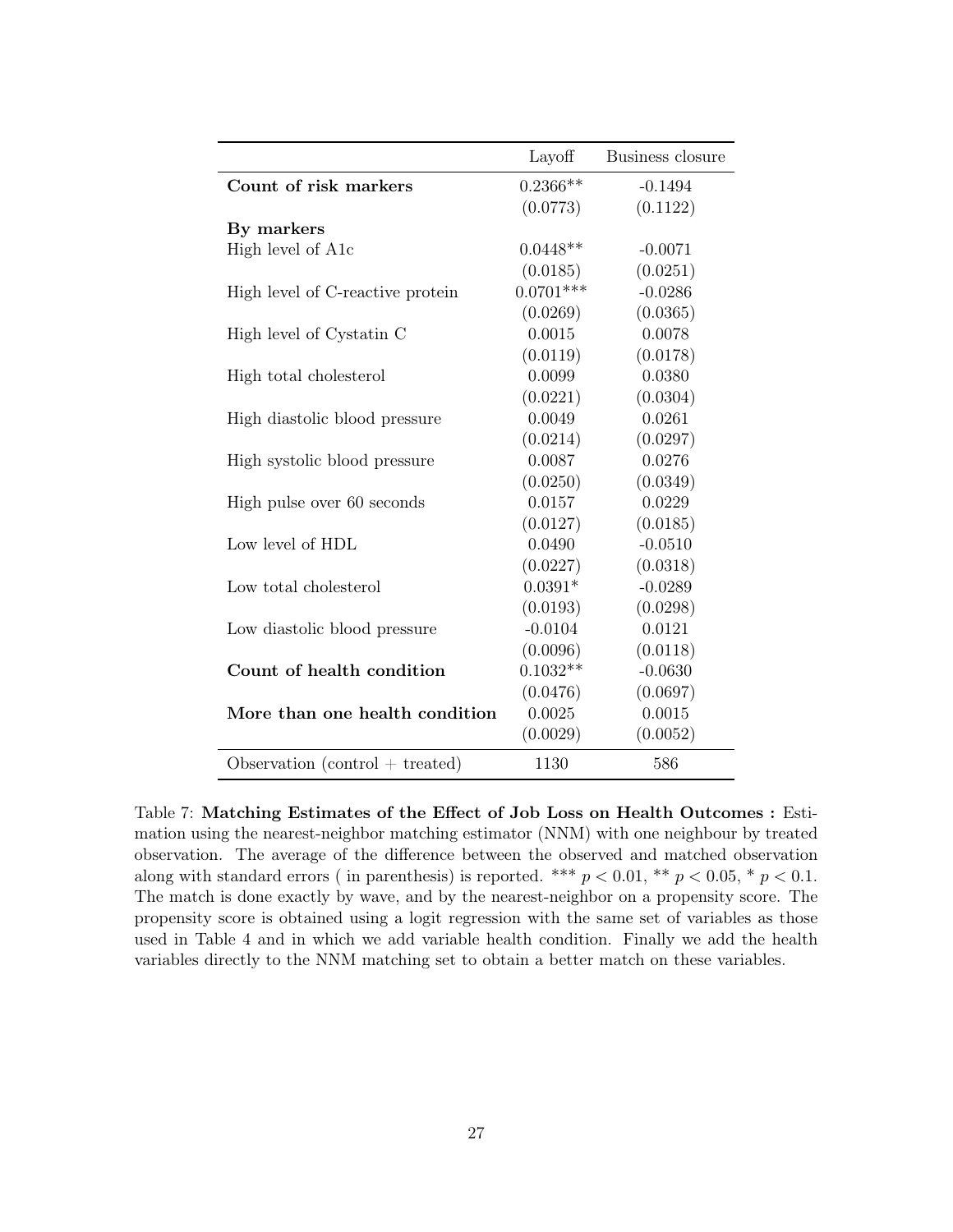| | Layoff | Business closure |
|---|---|---|
| **Count of risk markers** | 0.2366** | -0.1494 |
| | (0.0773) | (0.1122) |
| **By markers** | | |
| High level of A1c | 0.0448** | -0.0071 |
| | (0.0185) | (0.0251) |
| High level of C-reactive protein | 0.0701*** | -0.0286 |
| | (0.0269) | (0.0365) |
| High level of Cystatin C | 0.0015 | 0.0078 |
| | (0.0119) | (0.0178) |
| High total cholesterol | 0.0099 | 0.0380 |
| | (0.0221) | (0.0304) |
| High diastolic blood pressure | 0.0049 | 0.0261 |
| | (0.0214) | (0.0297) |
| High systolic blood pressure | 0.0087 | 0.0276 |
| | (0.0250) | (0.0349) |
| High pulse over 60 seconds | 0.0157 | 0.0229 |
| | (0.0127) | (0.0185) |
| Low level of HDL | 0.0490 | -0.0510 |
| | (0.0227) | (0.0318) |
| Low total cholesterol | 0.0391* | -0.0289 |
| | (0.0193) | (0.0298) |
| Low diastolic blood pressure | -0.0104 | 0.0121 |
| | (0.0096) | (0.0118) |
| **Count of health condition** | 0.1032** | -0.0630 |
| | (0.0476) | (0.0697) |
| **More than one health condition** | 0.0025 | 0.0015 |
| | (0.0029) | (0.0052) |
| Observation (control + treated) | 1130 | 586 |

Table 7: **Matching Estimates of the Effect of Job Loss on Health Outcomes :** Estimation using the nearest-neighbor matching estimator (NNM) with one neighbour by treated observation. The average of the difference between the observed and matched observation along with standard errors ( in parenthesis) is reported. *** $p < 0.01$, ** $p < 0.05$, * $p < 0.1$. The match is done exactly by wave, and by the nearest-neighbor on a propensity score. The propensity score is obtained using a logit regression with the same set of variables as those used in Table 4 and in which we add variable health condition. Finally we add the health variables directly to the NNM matching set to obtain a better match on these variables.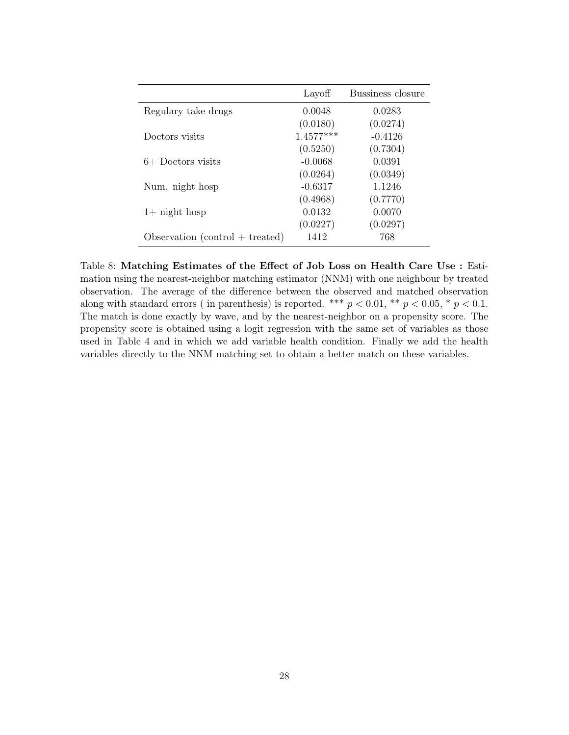| | Layoff | Bussiness closure |
|---|---|---|
| Regulary take drugs | 0.0048 | 0.0283 |
| | (0.0180) | (0.0274) |
| Doctors visits | 1.4577*** | -0.4126 |
| | (0.5250) | (0.7304) |
| 6+ Doctors visits | -0.0068 | 0.0391 |
| | (0.0264) | (0.0349) |
| Num. night hosp | -0.6317 | 1.1246 |
| | (0.4968) | (0.7770) |
| 1+ night hosp | 0.0132 | 0.0070 |
| | (0.0227) | (0.0297) |
| Observation (control + treated) | 1412 | 768 |

Table 8: **Matching Estimates of the Effect of Job Loss on Health Care Use :** Estimation using the nearest-neighbor matching estimator (NNM) with one neighbour by treated observation. The average of the difference between the observed and matched observation along with standard errors ( in parenthesis) is reported. *** $p < 0.01$, ** $p < 0.05$, * $p < 0.1$. The match is done exactly by wave, and by the nearest-neighbor on a propensity score. The propensity score is obtained using a logit regression with the same set of variables as those used in Table 4 and in which we add variable health condition. Finally we add the health variables directly to the NNM matching set to obtain a better match on these variables.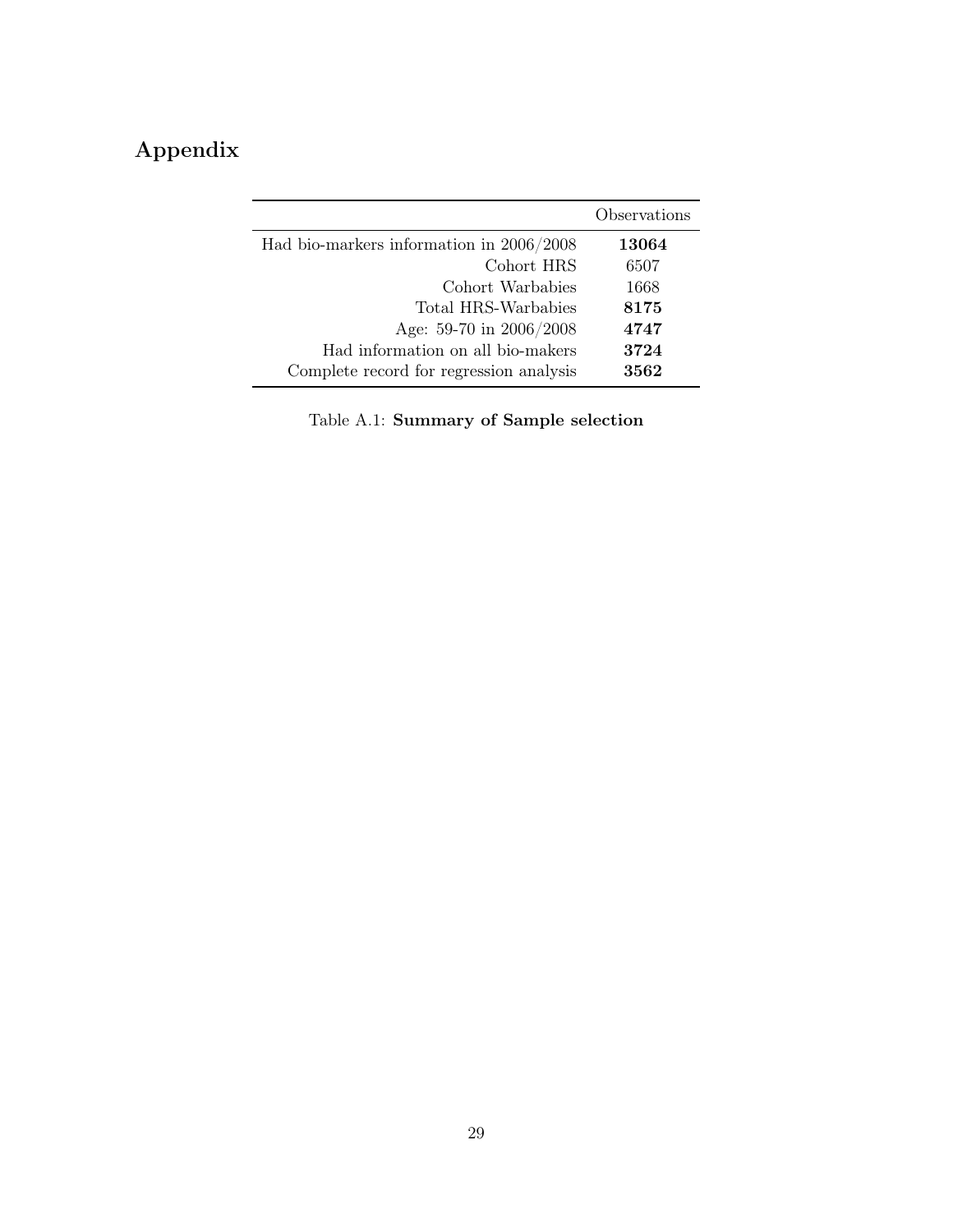# Appendix

| | Observations |
|---|---|
| Had bio-markers information in 2006/2008 | **13064** |
| Cohort HRS | 6507 |
| Cohort Warbabies | 1668 |
| Total HRS-Warbabies | **8175** |
| Age: 59-70 in 2006/2008 | **4747** |
| Had information on all bio-makers | **3724** |
| Complete record for regression analysis | **3562** |

Table A.1: **Summary of Sample selection**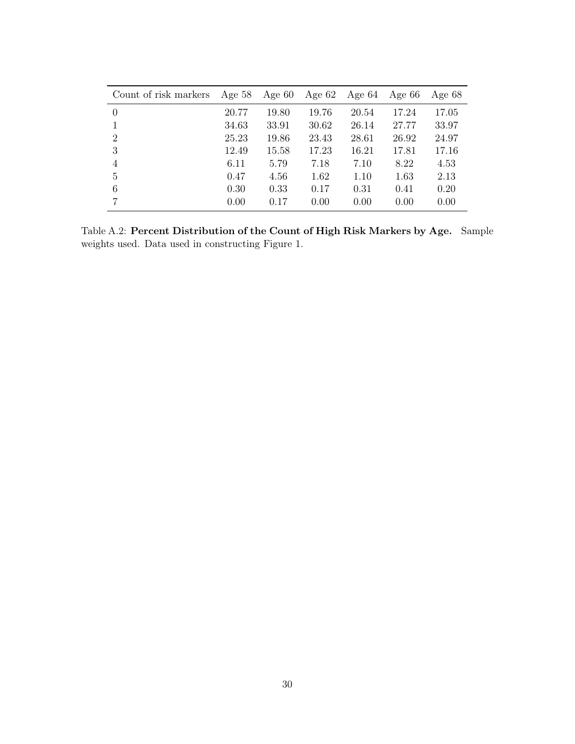| Count of risk markers | Age 58 | Age 60 | Age 62 | Age 64 | Age 66 | Age 68 |
|---|---|---|---|---|---|---|
| 0 | 20.77 | 19.80 | 19.76 | 20.54 | 17.24 | 17.05 |
| 1 | 34.63 | 33.91 | 30.62 | 26.14 | 27.77 | 33.97 |
| 2 | 25.23 | 19.86 | 23.43 | 28.61 | 26.92 | 24.97 |
| 3 | 12.49 | 15.58 | 17.23 | 16.21 | 17.81 | 17.16 |
| 4 | 6.11 | 5.79 | 7.18 | 7.10 | 8.22 | 4.53 |
| 5 | 0.47 | 4.56 | 1.62 | 1.10 | 1.63 | 2.13 |
| 6 | 0.30 | 0.33 | 0.17 | 0.31 | 0.41 | 0.20 |
| 7 | 0.00 | 0.17 | 0.00 | 0.00 | 0.00 | 0.00 |

Table A.2: **Percent Distribution of the Count of High Risk Markers by Age.** Sample weights used. Data used in constructing Figure 1.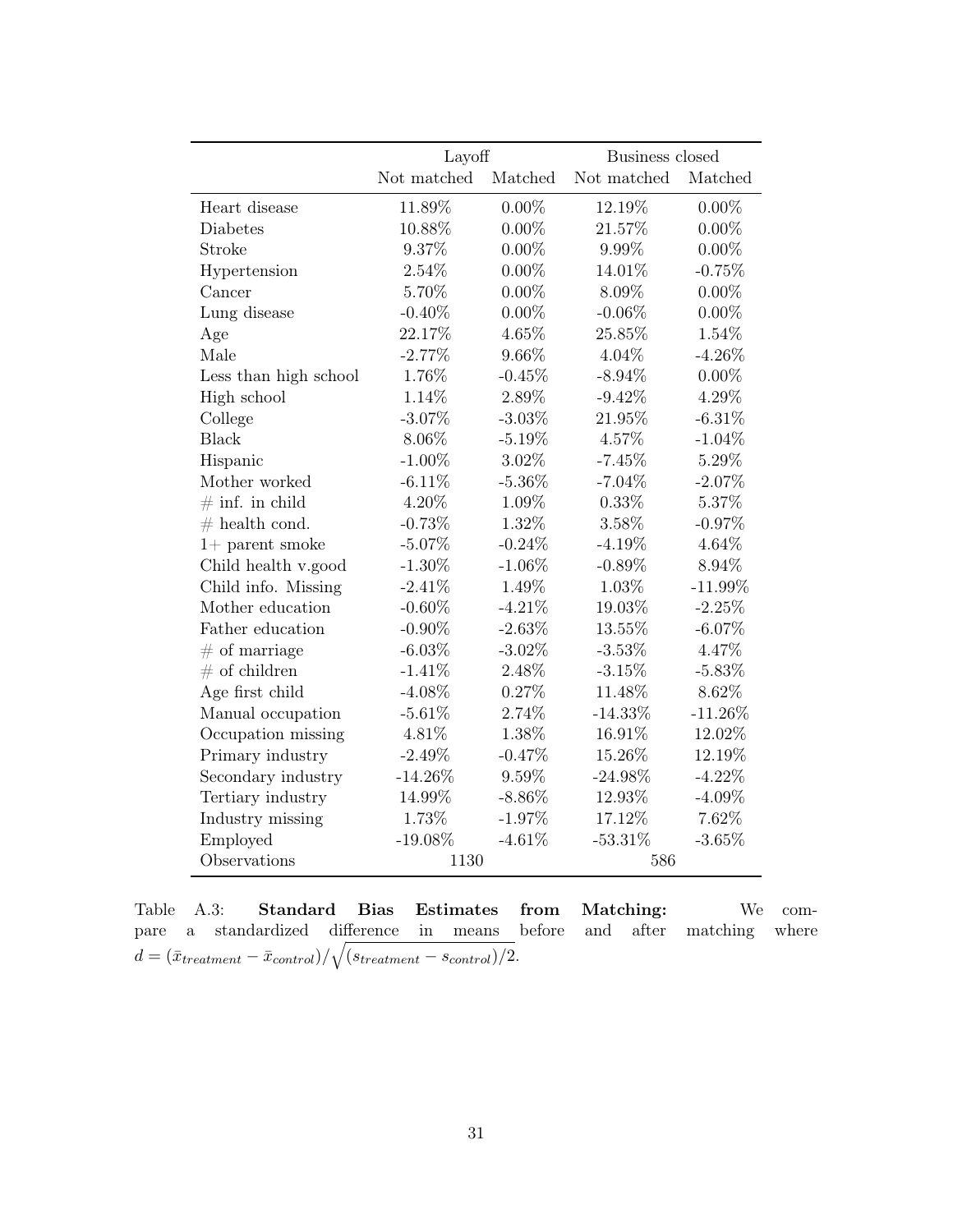| | Layoff | | Business closed | |
|---|---|---|---|---|
| | Not matched | Matched | Not matched | Matched |
| Heart disease | 11.89% | 0.00% | 12.19% | 0.00% |
| Diabetes | 10.88% | 0.00% | 21.57% | 0.00% |
| Stroke | 9.37% | 0.00% | 9.99% | 0.00% |
| Hypertension | 2.54% | 0.00% | 14.01% | -0.75% |
| Cancer | 5.70% | 0.00% | 8.09% | 0.00% |
| Lung disease | -0.40% | 0.00% | -0.06% | 0.00% |
| Age | 22.17% | 4.65% | 25.85% | 1.54% |
| Male | -2.77% | 9.66% | 4.04% | -4.26% |
| Less than high school | 1.76% | -0.45% | -8.94% | 0.00% |
| High school | 1.14% | 2.89% | -9.42% | 4.29% |
| College | -3.07% | -3.03% | 21.95% | -6.31% |
| Black | 8.06% | -5.19% | 4.57% | -1.04% |
| Hispanic | -1.00% | 3.02% | -7.45% | 5.29% |
| Mother worked | -6.11% | -5.36% | -7.04% | -2.07% |
| # inf. in child | 4.20% | 1.09% | 0.33% | 5.37% |
| # health cond. | -0.73% | 1.32% | 3.58% | -0.97% |
| 1+ parent smoke | -5.07% | -0.24% | -4.19% | 4.64% |
| Child health v.good | -1.30% | -1.06% | -0.89% | 8.94% |
| Child info. Missing | -2.41% | 1.49% | 1.03% | -11.99% |
| Mother education | -0.60% | -4.21% | 19.03% | -2.25% |
| Father education | -0.90% | -2.63% | 13.55% | -6.07% |
| # of marriage | -6.03% | -3.02% | -3.53% | 4.47% |
| # of children | -1.41% | 2.48% | -3.15% | -5.83% |
| Age first child | -4.08% | 0.27% | 11.48% | 8.62% |
| Manual occupation | -5.61% | 2.74% | -14.33% | -11.26% |
| Occupation missing | 4.81% | 1.38% | 16.91% | 12.02% |
| Primary industry | -2.49% | -0.47% | 15.26% | 12.19% |
| Secondary industry | -14.26% | 9.59% | -24.98% | -4.22% |
| Tertiary industry | 14.99% | -8.86% | 12.93% | -4.09% |
| Industry missing | 1.73% | -1.97% | 17.12% | 7.62% |
| Employed | -19.08% | -4.61% | -53.31% | -3.65% |
| Observations | 1130 | | 586 | |

Table A.3: **Standard Bias Estimates from Matching:** We compare a standardized difference in means before and after matching where $d = (\bar{x}_{treatment} - \bar{x}_{control})/\sqrt{(s_{treatment} - s_{control})/2}$.